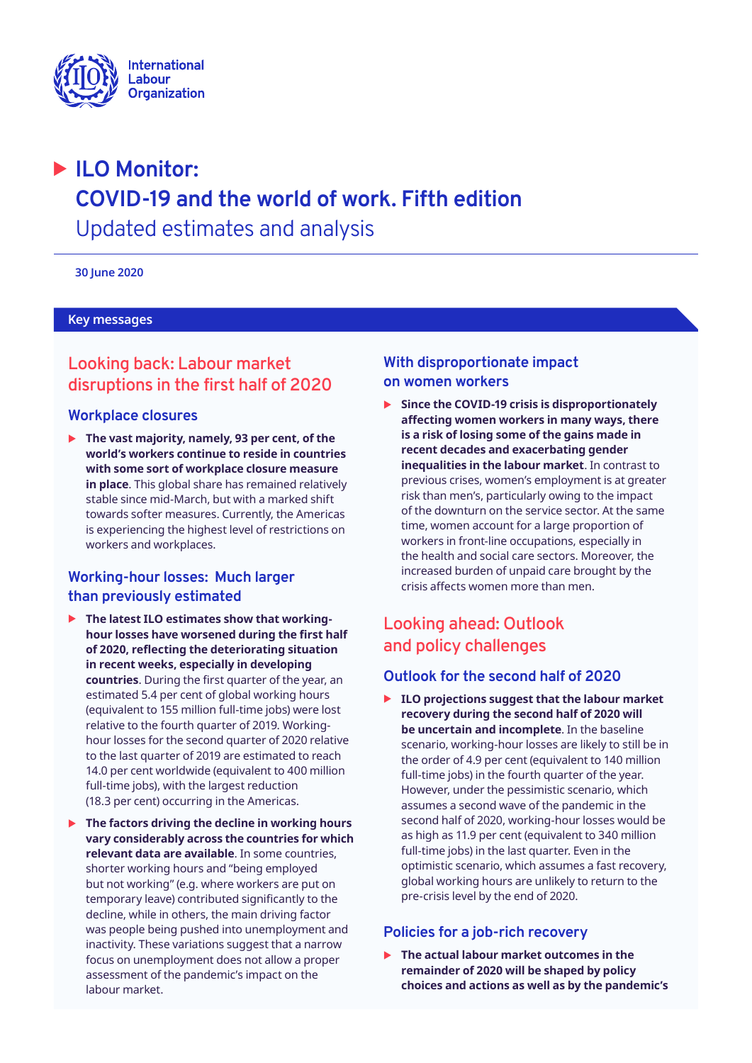International Labour Organization

# ILO Monitor: COVID-19 and the world of work. Fifth edition

Updated estimates and analysis

**30 June 2020**

## Key messages

## Looking back: Labour market disruptions in the first half of 2020

### Workplace closures

- **The vast majority, namely, 93 per cent, of the world's workers continue to reside in countries with some sort of workplace closure measure in place**. This global share has remained relatively stable since mid-March, but with a marked shift towards softer measures. Currently, the Americas is experiencing the highest level of restrictions on workers and workplaces.

### Working-hour losses: Much larger than previously estimated

- **The latest ILO estimates show that working-hour losses have worsened during the first half of 2020, reflecting the deteriorating situation in recent weeks, especially in developing countries**. During the first quarter of the year, an estimated 5.4 per cent of global working hours (equivalent to 155 million full-time jobs) were lost relative to the fourth quarter of 2019. Working-hour losses for the second quarter of 2020 relative to the last quarter of 2019 are estimated to reach 14.0 per cent worldwide (equivalent to 400 million full-time jobs), with the largest reduction (18.3 per cent) occurring in the Americas.

- **The factors driving the decline in working hours vary considerably across the countries for which relevant data are available**. In some countries, shorter working hours and "being employed but not working" (e.g. where workers are put on temporary leave) contributed significantly to the decline, while in others, the main driving factor was people being pushed into unemployment and inactivity. These variations suggest that a narrow focus on unemployment does not allow a proper assessment of the pandemic's impact on the labour market.

### With disproportionate impact on women workers

- **Since the COVID-19 crisis is disproportionately affecting women workers in many ways, there is a risk of losing some of the gains made in recent decades and exacerbating gender inequalities in the labour market**. In contrast to previous crises, women's employment is at greater risk than men's, particularly owing to the impact of the downturn on the service sector. At the same time, women account for a large proportion of workers in front-line occupations, especially in the health and social care sectors. Moreover, the increased burden of unpaid care brought by the crisis affects women more than men.

## Looking ahead: Outlook and policy challenges

### Outlook for the second half of 2020

- **ILO projections suggest that the labour market recovery during the second half of 2020 will be uncertain and incomplete**. In the baseline scenario, working-hour losses are likely to still be in the order of 4.9 per cent (equivalent to 140 million full-time jobs) in the fourth quarter of the year. However, under the pessimistic scenario, which assumes a second wave of the pandemic in the second half of 2020, working-hour losses would be as high as 11.9 per cent (equivalent to 340 million full-time jobs) in the last quarter. Even in the optimistic scenario, which assumes a fast recovery, global working hours are unlikely to return to the pre-crisis level by the end of 2020.

### Policies for a job-rich recovery

- **The actual labour market outcomes in the remainder of 2020 will be shaped by policy choices and actions as well as by the pandemic's**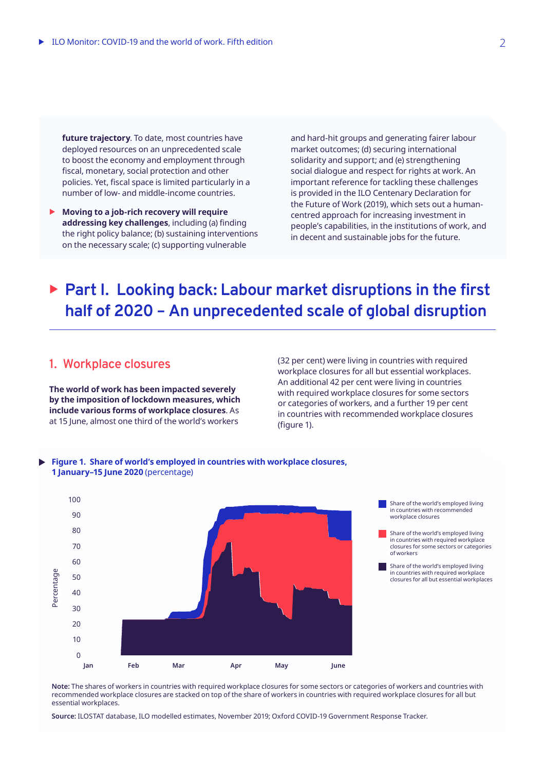**future trajectory**. To date, most countries have deployed resources on an unprecedented scale to boost the economy and employment through fiscal, monetary, social protection and other policies. Yet, fiscal space is limited particularly in a number of low- and middle-income countries.

- **Moving to a job-rich recovery will require addressing key challenges**, including (a) finding the right policy balance; (b) sustaining interventions on the necessary scale; (c) supporting vulnerable and hard-hit groups and generating fairer labour market outcomes; (d) securing international solidarity and support; and (e) strengthening social dialogue and respect for rights at work. An important reference for tackling these challenges is provided in the ILO Centenary Declaration for the Future of Work (2019), which sets out a human-centred approach for increasing investment in people's capabilities, in the institutions of work, and in decent and sustainable jobs for the future.

# Part I. Looking back: Labour market disruptions in the first half of 2020 – An unprecedented scale of global disruption

## 1. Workplace closures

**The world of work has been impacted severely by the imposition of lockdown measures, which include various forms of workplace closures**. As at 15 June, almost one third of the world's workers (32 per cent) were living in countries with required workplace closures for all but essential workplaces. An additional 42 per cent were living in countries with required workplace closures for some sectors or categories of workers, and a further 19 per cent in countries with recommended workplace closures (figure 1).

**Figure 1. Share of world's employed in countries with workplace closures, 1 January–15 June 2020** (percentage)

**Note:** The shares of workers in countries with required workplace closures for some sectors or categories of workers and countries with recommended workplace closures are stacked on top of the share of workers in countries with required workplace closures for all but essential workplaces.

**Source:** ILOSTAT database, ILO modelled estimates, November 2019; Oxford COVID-19 Government Response Tracker.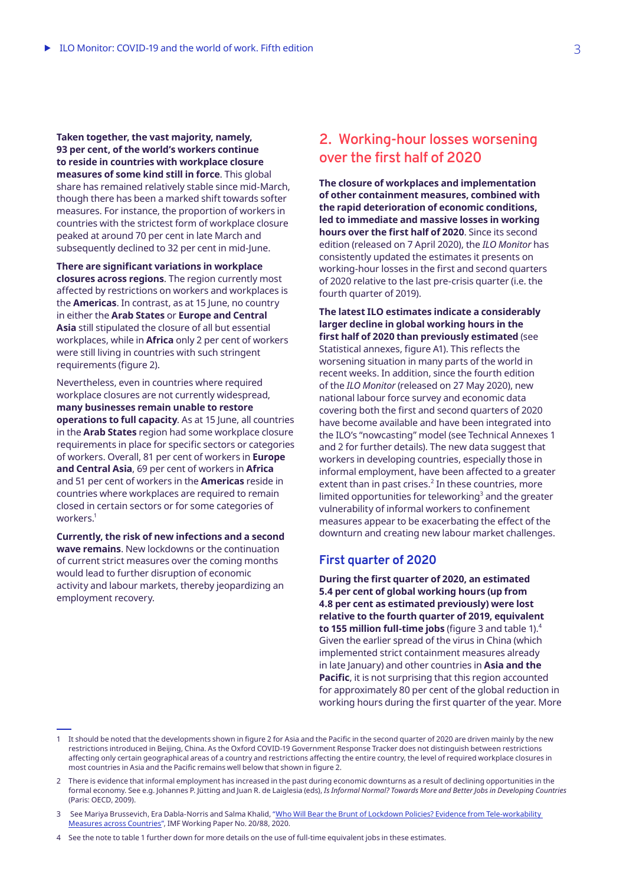**Taken together, the vast majority, namely, 93 per cent, of the world's workers continue to reside in countries with workplace closure measures of some kind still in force**. This global share has remained relatively stable since mid-March, though there has been a marked shift towards softer measures. For instance, the proportion of workers in countries with the strictest form of workplace closure peaked at around 70 per cent in late March and subsequently declined to 32 per cent in mid-June.

**There are significant variations in workplace closures across regions**. The region currently most affected by restrictions on workers and workplaces is the **Americas**. In contrast, as at 15 June, no country in either the **Arab States** or **Europe and Central Asia** still stipulated the closure of all but essential workplaces, while in **Africa** only 2 per cent of workers were still living in countries with such stringent requirements (figure 2).

Nevertheless, even in countries where required workplace closures are not currently widespread, **many businesses remain unable to restore operations to full capacity**. As at 15 June, all countries in the **Arab States** region had some workplace closure requirements in place for specific sectors or categories of workers. Overall, 81 per cent of workers in **Europe and Central Asia**, 69 per cent of workers in **Africa** and 51 per cent of workers in the **Americas** reside in countries where workplaces are required to remain closed in certain sectors or for some categories of workers.[1]

**Currently, the risk of new infections and a second wave remains**. New lockdowns or the continuation of current strict measures over the coming months would lead to further disruption of economic activity and labour markets, thereby jeopardizing an employment recovery.

## 2. Working-hour losses worsening over the first half of 2020

**The closure of workplaces and implementation of other containment measures, combined with the rapid deterioration of economic conditions, led to immediate and massive losses in working hours over the first half of 2020**. Since its second edition (released on 7 April 2020), the *ILO Monitor* has consistently updated the estimates it presents on working-hour losses in the first and second quarters of 2020 relative to the last pre-crisis quarter (i.e. the fourth quarter of 2019).

**The latest ILO estimates indicate a considerably larger decline in global working hours in the first half of 2020 than previously estimated** (see Statistical annexes, figure A1). This reflects the worsening situation in many parts of the world in recent weeks. In addition, since the fourth edition of the *ILO Monitor* (released on 27 May 2020), new national labour force survey and economic data covering both the first and second quarters of 2020 have become available and have been integrated into the ILO's "nowcasting" model (see Technical Annexes 1 and 2 for further details). The new data suggest that workers in developing countries, especially those in informal employment, have been affected to a greater extent than in past crises.[2] In these countries, more limited opportunities for teleworking[3] and the greater vulnerability of informal workers to confinement measures appear to be exacerbating the effect of the downturn and creating new labour market challenges.

### First quarter of 2020

**During the first quarter of 2020, an estimated 5.4 per cent of global working hours (up from 4.8 per cent as estimated previously) were lost relative to the fourth quarter of 2019, equivalent to 155 million full-time jobs** (figure 3 and table 1).[4] Given the earlier spread of the virus in China (which implemented strict containment measures already in late January) and other countries in **Asia and the Pacific**, it is not surprising that this region accounted for approximately 80 per cent of the global reduction in working hours during the first quarter of the year. More

---

1 It should be noted that the developments shown in figure 2 for Asia and the Pacific in the second quarter of 2020 are driven mainly by the new restrictions introduced in Beijing, China. As the Oxford COVID-19 Government Response Tracker does not distinguish between restrictions affecting only certain geographical areas of a country and restrictions affecting the entire country, the level of required workplace closures in most countries in Asia and the Pacific remains well below that shown in figure 2.

2 There is evidence that informal employment has increased in the past during economic downturns as a result of declining opportunities in the formal economy. See e.g. Johannes P. Jütting and Juan R. de Laiglesia (eds), *Is Informal Normal? Towards More and Better Jobs in Developing Countries* (Paris: OECD, 2009).

3 See Mariya Brussevich, Era Dabla-Norris and Salma Khalid, "Who Will Bear the Brunt of Lockdown Policies? Evidence from Tele-workability Measures across Countries", IMF Working Paper No. 20/88, 2020.

4 See the note to table 1 further down for more details on the use of full-time equivalent jobs in these estimates.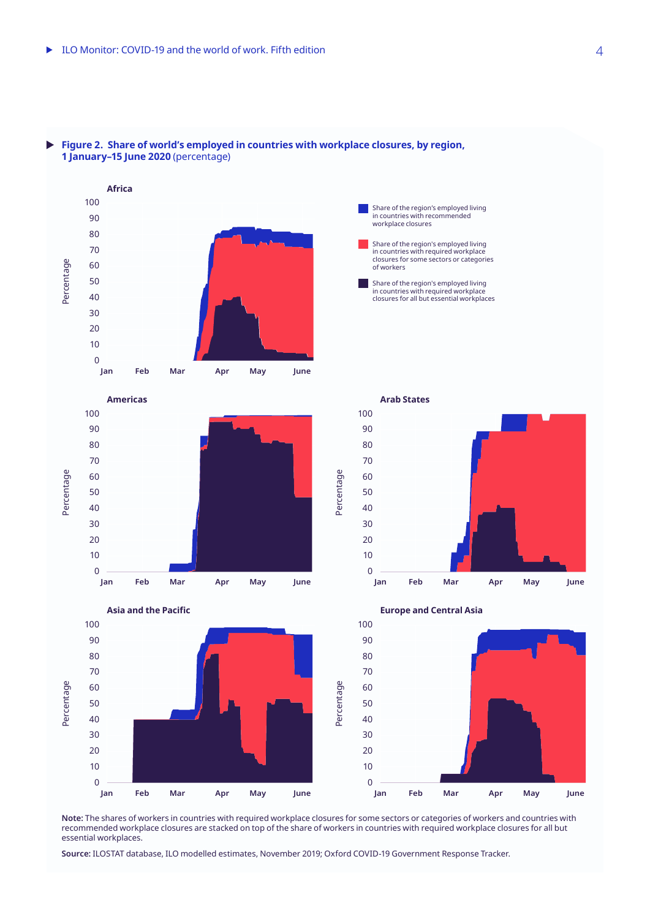**Figure 2. Share of world's employed in countries with workplace closures, by region, 1 January–15 June 2020** (percentage)

**Note:** The shares of workers in countries with required workplace closures for some sectors or categories of workers and countries with recommended workplace closures are stacked on top of the share of workers in countries with required workplace closures for all but essential workplaces.

**Source:** ILOSTAT database, ILO modelled estimates, November 2019; Oxford COVID-19 Government Response Tracker.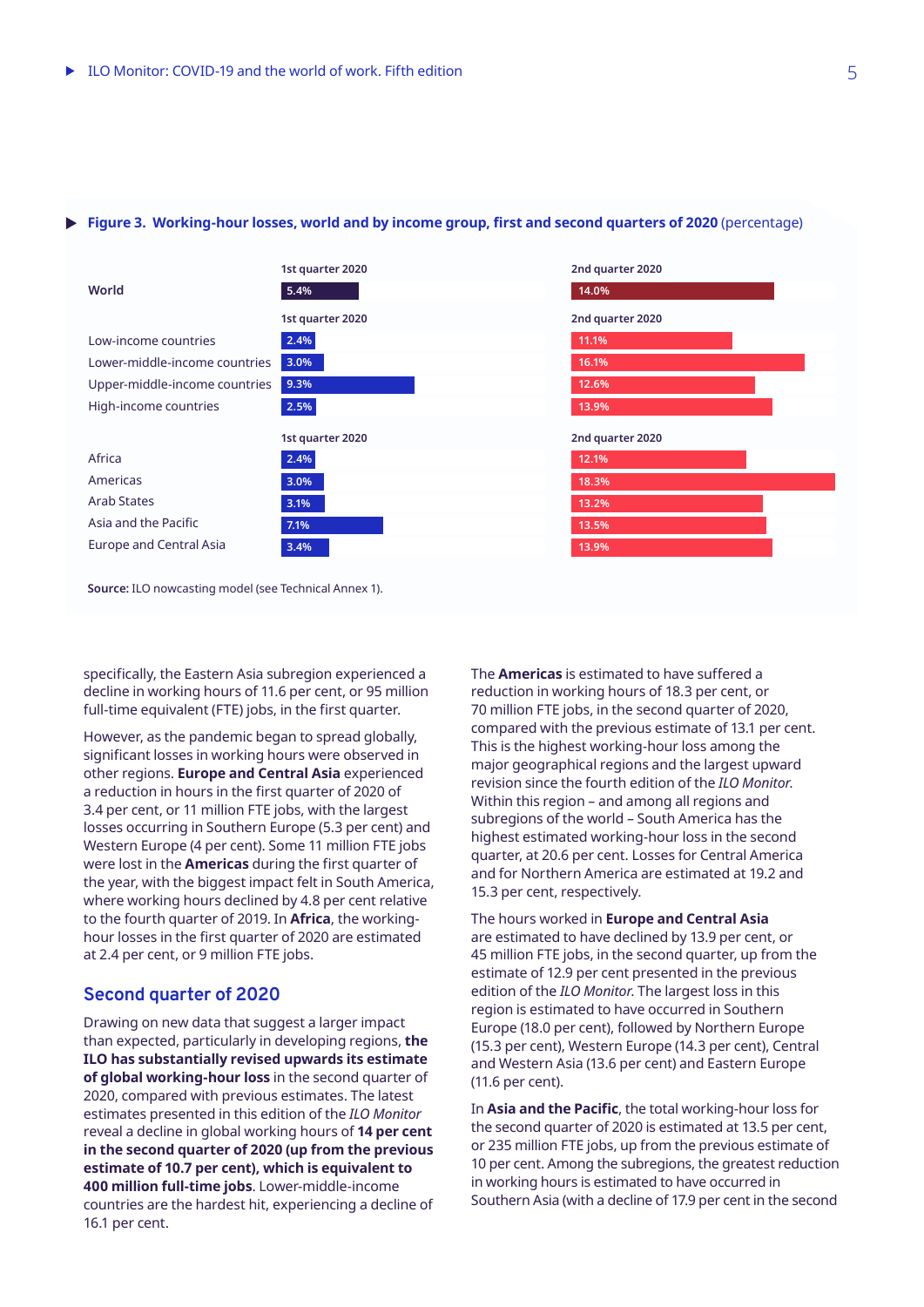**Figure 3. Working-hour losses, world and by income group, first and second quarters of 2020** (percentage)

| | 1st quarter 2020 | 2nd quarter 2020 |
|---|---|---|
| **World** | 5.4% | 14.0% |
| Low-income countries | 2.4% | 11.1% |
| Lower-middle-income countries | 3.0% | 16.1% |
| Upper-middle-income countries | 9.3% | 12.6% |
| High-income countries | 2.5% | 13.9% |
| Africa | 2.4% | 12.1% |
| Americas | 3.0% | 18.3% |
| Arab States | 3.1% | 13.2% |
| Asia and the Pacific | 7.1% | 13.5% |
| Europe and Central Asia | 3.4% | 13.9% |

**Source:** ILO nowcasting model (see Technical Annex 1).

specifically, the Eastern Asia subregion experienced a decline in working hours of 11.6 per cent, or 95 million full-time equivalent (FTE) jobs, in the first quarter.

However, as the pandemic began to spread globally, significant losses in working hours were observed in other regions. **Europe and Central Asia** experienced a reduction in hours in the first quarter of 2020 of 3.4 per cent, or 11 million FTE jobs, with the largest losses occurring in Southern Europe (5.3 per cent) and Western Europe (4 per cent). Some 11 million FTE jobs were lost in the **Americas** during the first quarter of the year, with the biggest impact felt in South America, where working hours declined by 4.8 per cent relative to the fourth quarter of 2019. In **Africa**, the working-hour losses in the first quarter of 2020 are estimated at 2.4 per cent, or 9 million FTE jobs.

## Second quarter of 2020

Drawing on new data that suggest a larger impact than expected, particularly in developing regions, **the ILO has substantially revised upwards its estimate of global working-hour loss** in the second quarter of 2020, compared with previous estimates. The latest estimates presented in this edition of the *ILO Monitor* reveal a decline in global working hours of **14 per cent in the second quarter of 2020 (up from the previous estimate of 10.7 per cent), which is equivalent to 400 million full-time jobs**. Lower-middle-income countries are the hardest hit, experiencing a decline of 16.1 per cent.

The **Americas** is estimated to have suffered a reduction in working hours of 18.3 per cent, or 70 million FTE jobs, in the second quarter of 2020, compared with the previous estimate of 13.1 per cent. This is the highest working-hour loss among the major geographical regions and the largest upward revision since the fourth edition of the *ILO Monitor*. Within this region – and among all regions and subregions of the world – South America has the highest estimated working-hour loss in the second quarter, at 20.6 per cent. Losses for Central America and for Northern America are estimated at 19.2 and 15.3 per cent, respectively.

The hours worked in **Europe and Central Asia** are estimated to have declined by 13.9 per cent, or 45 million FTE jobs, in the second quarter, up from the estimate of 12.9 per cent presented in the previous edition of the *ILO Monitor*. The largest loss in this region is estimated to have occurred in Southern Europe (18.0 per cent), followed by Northern Europe (15.3 per cent), Western Europe (14.3 per cent), Central and Western Asia (13.6 per cent) and Eastern Europe (11.6 per cent).

In **Asia and the Pacific**, the total working-hour loss for the second quarter of 2020 is estimated at 13.5 per cent, or 235 million FTE jobs, up from the previous estimate of 10 per cent. Among the subregions, the greatest reduction in working hours is estimated to have occurred in Southern Asia (with a decline of 17.9 per cent in the second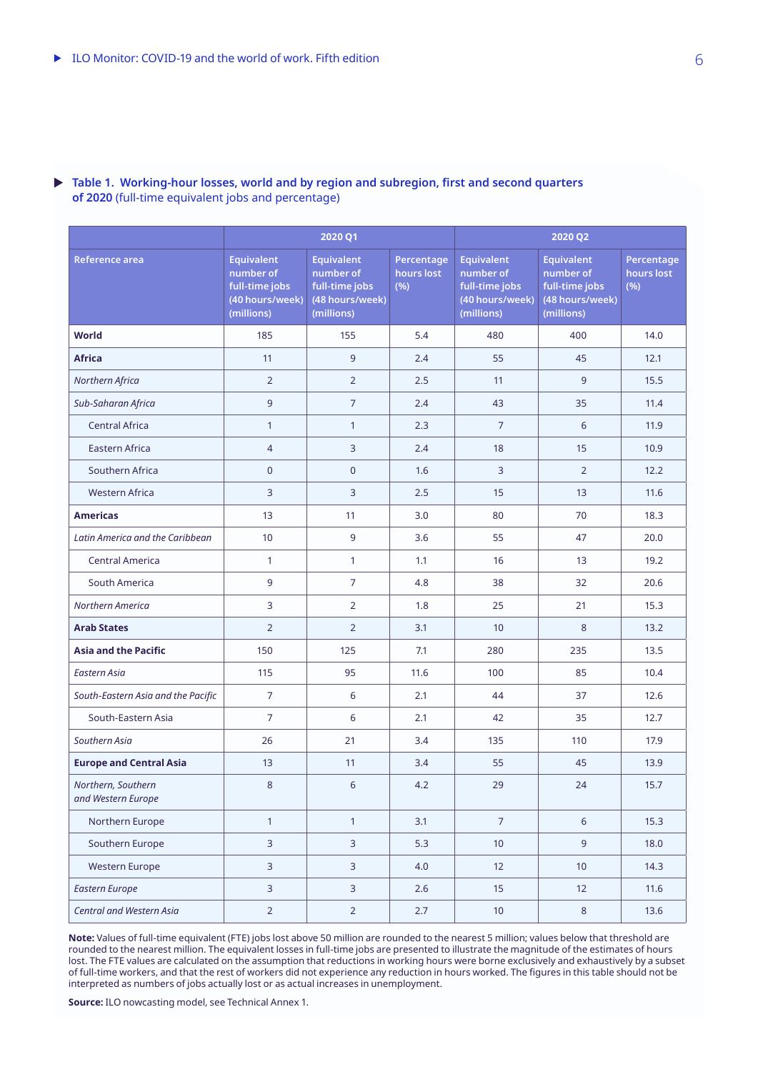**Table 1. Working-hour losses, world and by region and subregion, first and second quarters of 2020** (full-time equivalent jobs and percentage)

| | 2020 Q1 | | | 2020 Q2 | | |
|---|---|---|---|---|---|---|
| Reference area | Equivalent number of full-time jobs (40 hours/week) (millions) | Equivalent number of full-time jobs (48 hours/week) (millions) | Percentage hours lost (%) | Equivalent number of full-time jobs (40 hours/week) (millions) | Equivalent number of full-time jobs (48 hours/week) (millions) | Percentage hours lost (%) |
| **World** | 185 | 155 | 5.4 | 480 | 400 | 14.0 |
| **Africa** | 11 | 9 | 2.4 | 55 | 45 | 12.1 |
| *Northern Africa* | 2 | 2 | 2.5 | 11 | 9 | 15.5 |
| *Sub-Saharan Africa* | 9 | 7 | 2.4 | 43 | 35 | 11.4 |
| Central Africa | 1 | 1 | 2.3 | 7 | 6 | 11.9 |
| Eastern Africa | 4 | 3 | 2.4 | 18 | 15 | 10.9 |
| Southern Africa | 0 | 0 | 1.6 | 3 | 2 | 12.2 |
| Western Africa | 3 | 3 | 2.5 | 15 | 13 | 11.6 |
| **Americas** | 13 | 11 | 3.0 | 80 | 70 | 18.3 |
| *Latin America and the Caribbean* | 10 | 9 | 3.6 | 55 | 47 | 20.0 |
| Central America | 1 | 1 | 1.1 | 16 | 13 | 19.2 |
| South America | 9 | 7 | 4.8 | 38 | 32 | 20.6 |
| *Northern America* | 3 | 2 | 1.8 | 25 | 21 | 15.3 |
| **Arab States** | 2 | 2 | 3.1 | 10 | 8 | 13.2 |
| **Asia and the Pacific** | 150 | 125 | 7.1 | 280 | 235 | 13.5 |
| *Eastern Asia* | 115 | 95 | 11.6 | 100 | 85 | 10.4 |
| *South-Eastern Asia and the Pacific* | 7 | 6 | 2.1 | 44 | 37 | 12.6 |
| South-Eastern Asia | 7 | 6 | 2.1 | 42 | 35 | 12.7 |
| *Southern Asia* | 26 | 21 | 3.4 | 135 | 110 | 17.9 |
| **Europe and Central Asia** | 13 | 11 | 3.4 | 55 | 45 | 13.9 |
| *Northern, Southern and Western Europe* | 8 | 6 | 4.2 | 29 | 24 | 15.7 |
| Northern Europe | 1 | 1 | 3.1 | 7 | 6 | 15.3 |
| Southern Europe | 3 | 3 | 5.3 | 10 | 9 | 18.0 |
| Western Europe | 3 | 3 | 4.0 | 12 | 10 | 14.3 |
| *Eastern Europe* | 3 | 3 | 2.6 | 15 | 12 | 11.6 |
| *Central and Western Asia* | 2 | 2 | 2.7 | 10 | 8 | 13.6 |

**Note:** Values of full-time equivalent (FTE) jobs lost above 50 million are rounded to the nearest 5 million; values below that threshold are rounded to the nearest million. The equivalent losses in full-time jobs are presented to illustrate the magnitude of the estimates of hours lost. The FTE values are calculated on the assumption that reductions in working hours were borne exclusively and exhaustively by a subset of full-time workers, and that the rest of workers did not experience any reduction in hours worked. The figures in this table should not be interpreted as numbers of jobs actually lost or as actual increases in unemployment.

**Source:** ILO nowcasting model, see Technical Annex 1.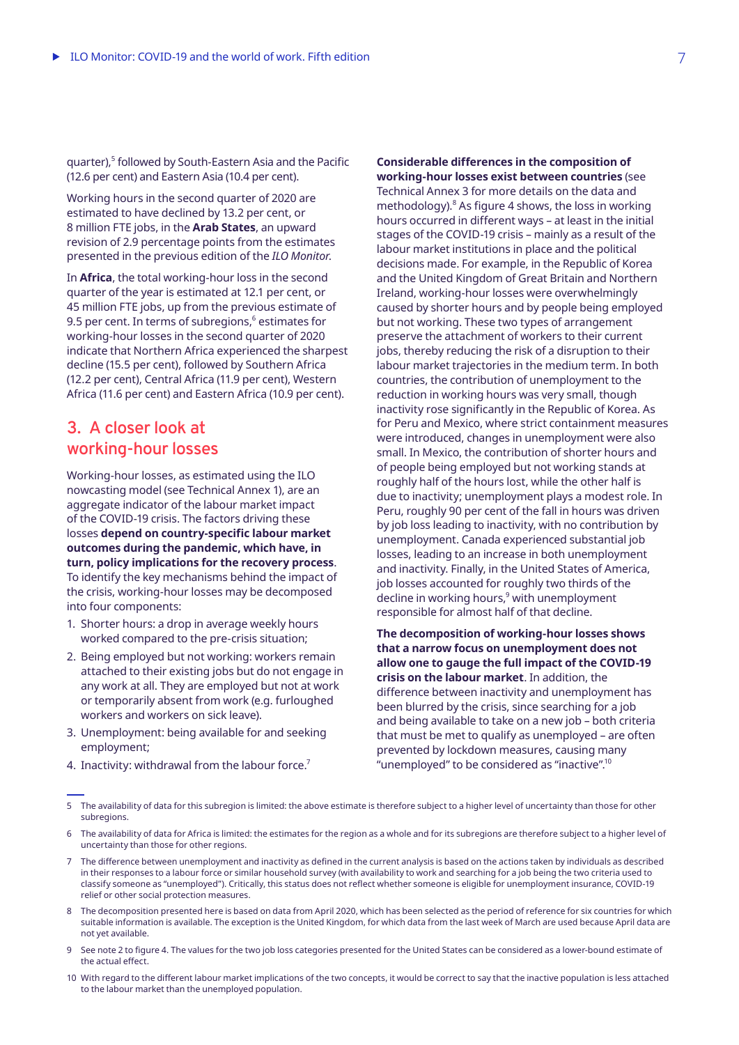quarter),[5] followed by South-Eastern Asia and the Pacific (12.6 per cent) and Eastern Asia (10.4 per cent).

Working hours in the second quarter of 2020 are estimated to have declined by 13.2 per cent, or 8 million FTE jobs, in the **Arab States**, an upward revision of 2.9 percentage points from the estimates presented in the previous edition of the *ILO Monitor*.

In **Africa**, the total working-hour loss in the second quarter of the year is estimated at 12.1 per cent, or 45 million FTE jobs, up from the previous estimate of 9.5 per cent. In terms of subregions,[6] estimates for working-hour losses in the second quarter of 2020 indicate that Northern Africa experienced the sharpest decline (15.5 per cent), followed by Southern Africa (12.2 per cent), Central Africa (11.9 per cent), Western Africa (11.6 per cent) and Eastern Africa (10.9 per cent).

## 3. A closer look at working-hour losses

Working-hour losses, as estimated using the ILO nowcasting model (see Technical Annex 1), are an aggregate indicator of the labour market impact of the COVID-19 crisis. The factors driving these losses **depend on country-specific labour market outcomes during the pandemic, which have, in turn, policy implications for the recovery process**. To identify the key mechanisms behind the impact of the crisis, working-hour losses may be decomposed into four components:

1. Shorter hours: a drop in average weekly hours worked compared to the pre-crisis situation;
2. Being employed but not working: workers remain attached to their existing jobs but do not engage in any work at all. They are employed but not at work or temporarily absent from work (e.g. furloughed workers and workers on sick leave).
3. Unemployment: being available for and seeking employment;
4. Inactivity: withdrawal from the labour force.[7]

**Considerable differences in the composition of working-hour losses exist between countries** (see Technical Annex 3 for more details on the data and methodology).[8] As figure 4 shows, the loss in working hours occurred in different ways – at least in the initial stages of the COVID-19 crisis – mainly as a result of the labour market institutions in place and the political decisions made. For example, in the Republic of Korea and the United Kingdom of Great Britain and Northern Ireland, working-hour losses were overwhelmingly caused by shorter hours and by people being employed but not working. These two types of arrangement preserve the attachment of workers to their current jobs, thereby reducing the risk of a disruption to their labour market trajectories in the medium term. In both countries, the contribution of unemployment to the reduction in working hours was very small, though inactivity rose significantly in the Republic of Korea. As for Peru and Mexico, where strict containment measures were introduced, changes in unemployment were also small. In Mexico, the contribution of shorter hours and of people being employed but not working stands at roughly half of the hours lost, while the other half is due to inactivity; unemployment plays a modest role. In Peru, roughly 90 per cent of the fall in hours was driven by job loss leading to inactivity, with no contribution by unemployment. Canada experienced substantial job losses, leading to an increase in both unemployment and inactivity. Finally, in the United States of America, job losses accounted for roughly two thirds of the decline in working hours,[9] with unemployment responsible for almost half of that decline.

**The decomposition of working-hour losses shows that a narrow focus on unemployment does not allow one to gauge the full impact of the COVID-19 crisis on the labour market**. In addition, the difference between inactivity and unemployment has been blurred by the crisis, since searching for a job and being available to take on a new job – both criteria that must be met to qualify as unemployed – are often prevented by lockdown measures, causing many "unemployed" to be considered as "inactive".[10]

---

5 The availability of data for this subregion is limited: the above estimate is therefore subject to a higher level of uncertainty than those for other subregions.

6 The availability of data for Africa is limited: the estimates for the region as a whole and for its subregions are therefore subject to a higher level of uncertainty than those for other regions.

7 The difference between unemployment and inactivity as defined in the current analysis is based on the actions taken by individuals as described in their responses to a labour force or similar household survey (with availability to work and searching for a job being the two criteria used to classify someone as "unemployed"). Critically, this status does not reflect whether someone is eligible for unemployment insurance, COVID-19 relief or other social protection measures.

8 The decomposition presented here is based on data from April 2020, which has been selected as the period of reference for six countries for which suitable information is available. The exception is the United Kingdom, for which data from the last week of March are used because April data are not yet available.

9 See note 2 to figure 4. The values for the two job loss categories presented for the United States can be considered as a lower-bound estimate of the actual effect.

10 With regard to the different labour market implications of the two concepts, it would be correct to say that the inactive population is less attached to the labour market than the unemployed population.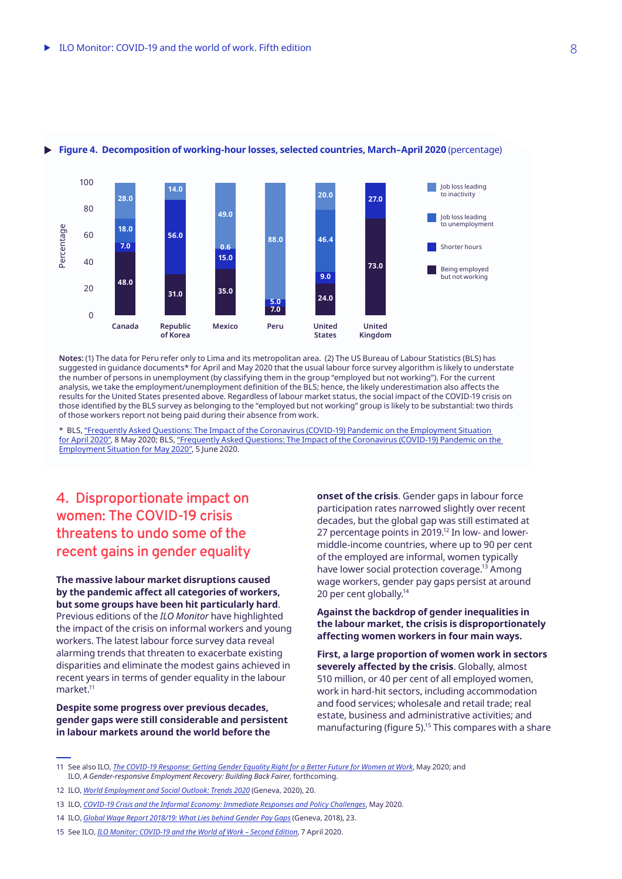**Figure 4. Decomposition of working-hour losses, selected countries, March–April 2020** (percentage)

| Country | Being employed but not working | Shorter hours | Job loss leading to unemployment | Job loss leading to inactivity |
|---|---|---|---|---|
| Canada | 48.0 | 7.0 | 18.0 | 28.0 |
| Republic of Korea | 31.0 | 56.0 | | 14.0 |
| Mexico | 35.0 | 15.0 | 0.6 | 49.0 |
| Peru | 7.0 | 5.0 | | 88.0 |
| United States | 24.0 | 9.0 | 46.4 | 20.0 |
| United Kingdom | 73.0 | | | 27.0 |

**Notes:** (1) The data for Peru refer only to Lima and its metropolitan area. (2) The US Bureau of Labour Statistics (BLS) has suggested in guidance documents* for April and May 2020 that the usual labour force survey algorithm is likely to understate the number of persons in unemployment (by classifying them in the group "employed but not working"). For the current analysis, we take the employment/unemployment definition of the BLS; hence, the likely underestimation also affects the results for the United States presented above. Regardless of labour market status, the social impact of the COVID-19 crisis on those identified by the BLS survey as belonging to the "employed but not working" group is likely to be substantial: two thirds of those workers report not being paid during their absence from work.

* BLS, "Frequently Asked Questions: The Impact of the Coronavirus (COVID-19) Pandemic on the Employment Situation for April 2020", 8 May 2020; BLS, "Frequently Asked Questions: The Impact of the Coronavirus (COVID-19) Pandemic on the Employment Situation for May 2020", 5 June 2020.

## 4. Disproportionate impact on women: The COVID-19 crisis threatens to undo some of the recent gains in gender equality

**The massive labour market disruptions caused by the pandemic affect all categories of workers, but some groups have been hit particularly hard**. Previous editions of the *ILO Monitor* have highlighted the impact of the crisis on informal workers and young workers. The latest labour force survey data reveal alarming trends that threaten to exacerbate existing disparities and eliminate the modest gains achieved in recent years in terms of gender equality in the labour market.[11]

**Despite some progress over previous decades, gender gaps were still considerable and persistent in labour markets around the world before the onset of the crisis**. Gender gaps in labour force participation rates narrowed slightly over recent decades, but the global gap was still estimated at 27 percentage points in 2019.[12] In low- and lower-middle-income countries, where up to 90 per cent of the employed are informal, women typically have lower social protection coverage.[13] Among wage workers, gender pay gaps persist at around 20 per cent globally.[14]

**Against the backdrop of gender inequalities in the labour market, the crisis is disproportionately affecting women workers in four main ways.**

**First, a large proportion of women work in sectors severely affected by the crisis**. Globally, almost 510 million, or 40 per cent of all employed women, work in hard-hit sectors, including accommodation and food services; wholesale and retail trade; real estate, business and administrative activities; and manufacturing (figure 5).[15] This compares with a share

---

11 See also ILO, *The COVID-19 Response: Getting Gender Equality Right for a Better Future for Women at Work*, May 2020; and ILO, *A Gender-responsive Employment Recovery: Building Back Fairer*, forthcoming.

12 ILO, *World Employment and Social Outlook: Trends 2020* (Geneva, 2020), 20.

13 ILO, *COVID-19 Crisis and the Informal Economy: Immediate Responses and Policy Challenges*, May 2020.

14 ILO, *Global Wage Report 2018/19: What Lies behind Gender Pay Gaps* (Geneva, 2018), 23.

15 See ILO, *ILO Monitor: COVID-19 and the World of Work – Second Edition*, 7 April 2020.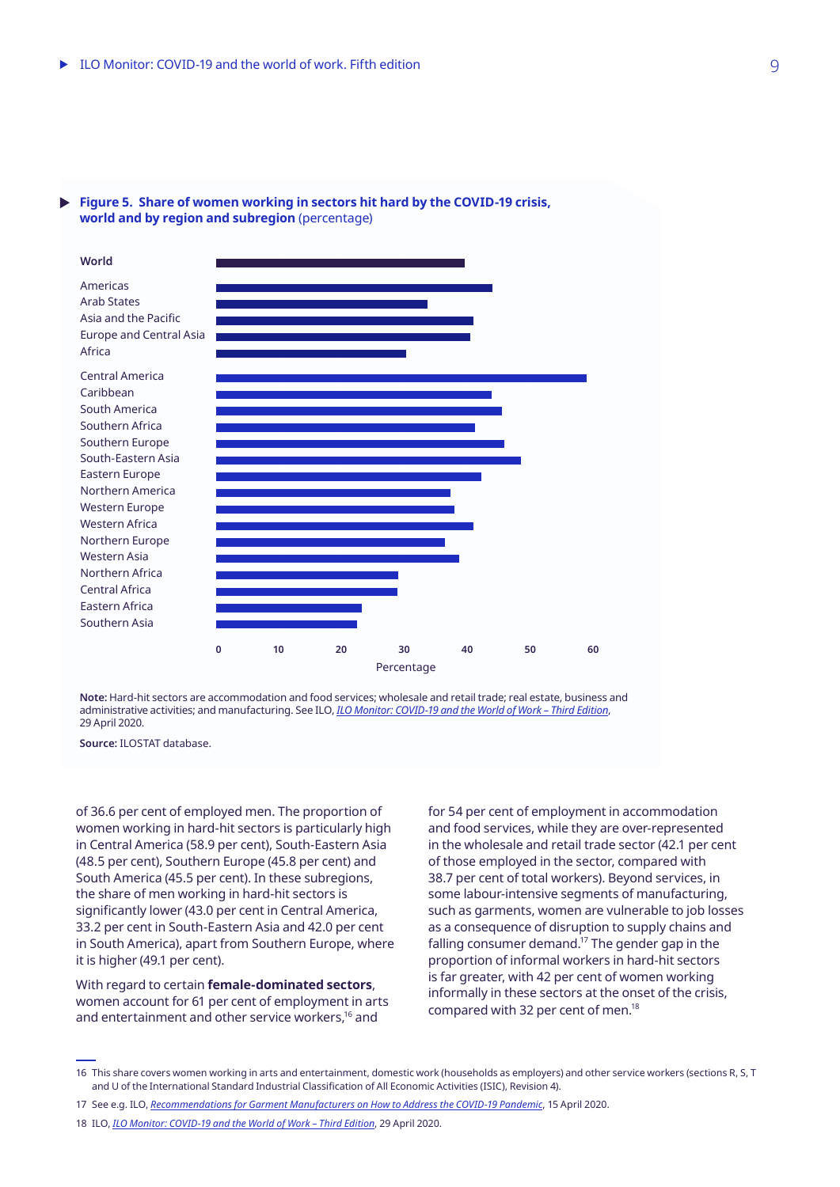**Figure 5. Share of women working in sectors hit hard by the COVID-19 crisis, world and by region and subregion** (percentage)

**Note:** Hard-hit sectors are accommodation and food services; wholesale and retail trade; real estate, business and administrative activities; and manufacturing. See ILO, *ILO Monitor: COVID-19 and the World of Work – Third Edition*, 29 April 2020.

**Source:** ILOSTAT database.

of 36.6 per cent of employed men. The proportion of women working in hard-hit sectors is particularly high in Central America (58.9 per cent), South-Eastern Asia (48.5 per cent), Southern Europe (45.8 per cent) and South America (45.5 per cent). In these subregions, the share of men working in hard-hit sectors is significantly lower (43.0 per cent in Central America, 33.2 per cent in South-Eastern Asia and 42.0 per cent in South America), apart from Southern Europe, where it is higher (49.1 per cent).

With regard to certain **female-dominated sectors**, women account for 61 per cent of employment in arts and entertainment and other service workers,[16] and for 54 per cent of employment in accommodation and food services, while they are over-represented in the wholesale and retail trade sector (42.1 per cent of those employed in the sector, compared with 38.7 per cent of total workers). Beyond services, in some labour-intensive segments of manufacturing, such as garments, women are vulnerable to job losses as a consequence of disruption to supply chains and falling consumer demand.[17] The gender gap in the proportion of informal workers in hard-hit sectors is far greater, with 42 per cent of women working informally in these sectors at the onset of the crisis, compared with 32 per cent of men.[18]

---

16 This share covers women working in arts and entertainment, domestic work (households as employers) and other service workers (sections R, S, T and U of the International Standard Industrial Classification of All Economic Activities (ISIC), Revision 4).

17 See e.g. ILO, *Recommendations for Garment Manufacturers on How to Address the COVID-19 Pandemic*, 15 April 2020.

18 ILO, *ILO Monitor: COVID-19 and the World of Work – Third Edition*, 29 April 2020.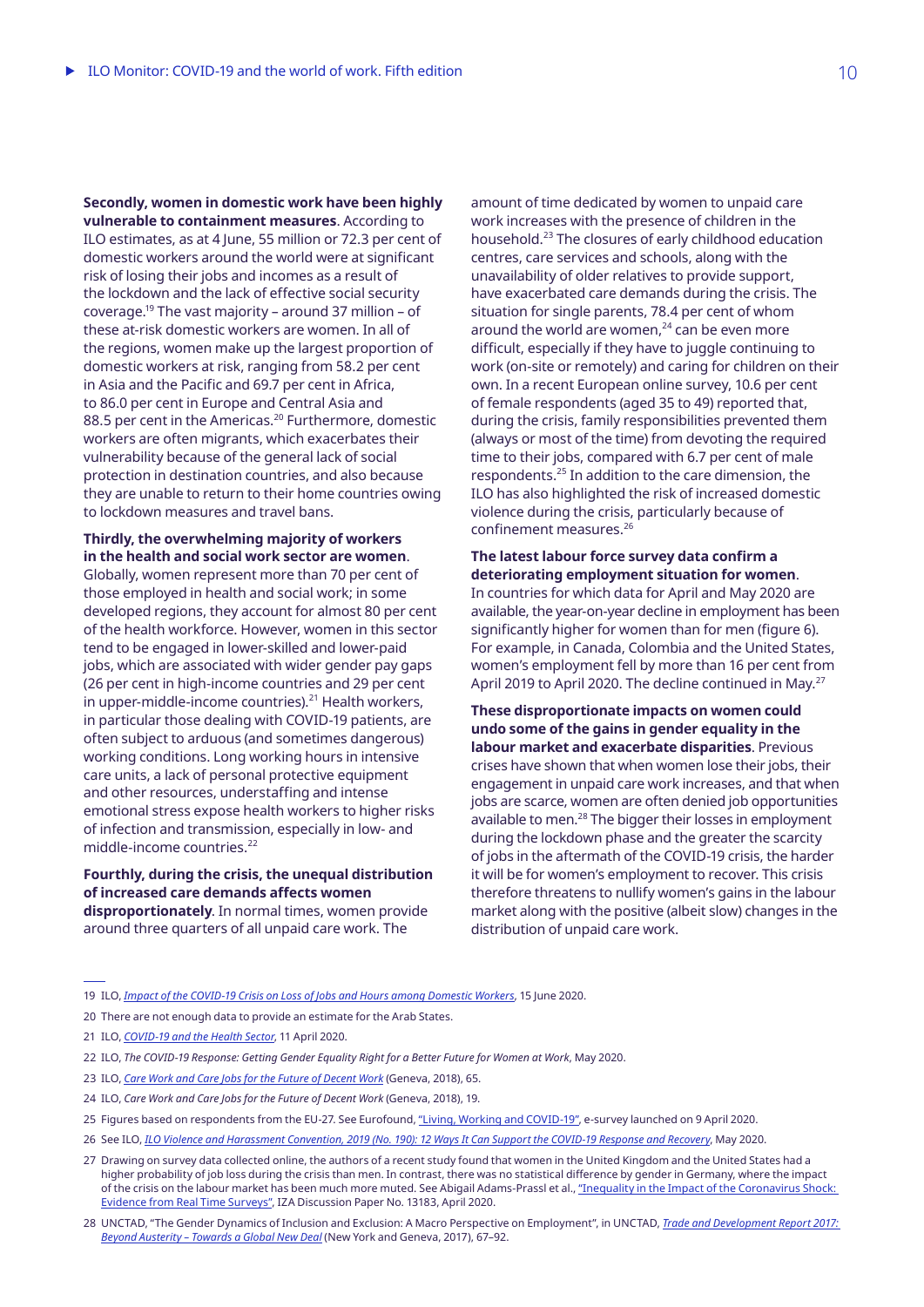**Secondly, women in domestic work have been highly vulnerable to containment measures**. According to ILO estimates, as at 4 June, 55 million or 72.3 per cent of domestic workers around the world were at significant risk of losing their jobs and incomes as a result of the lockdown and the lack of effective social security coverage.[19] The vast majority – around 37 million – of these at-risk domestic workers are women. In all of the regions, women make up the largest proportion of domestic workers at risk, ranging from 58.2 per cent in Asia and the Pacific and 69.7 per cent in Africa, to 86.0 per cent in Europe and Central Asia and 88.5 per cent in the Americas.[20] Furthermore, domestic workers are often migrants, which exacerbates their vulnerability because of the general lack of social protection in destination countries, and also because they are unable to return to their home countries owing to lockdown measures and travel bans.

**Thirdly, the overwhelming majority of workers in the health and social work sector are women**. Globally, women represent more than 70 per cent of those employed in health and social work; in some developed regions, they account for almost 80 per cent of the health workforce. However, women in this sector tend to be engaged in lower-skilled and lower-paid jobs, which are associated with wider gender pay gaps (26 per cent in high-income countries and 29 per cent in upper-middle-income countries).[21] Health workers, in particular those dealing with COVID-19 patients, are often subject to arduous (and sometimes dangerous) working conditions. Long working hours in intensive care units, a lack of personal protective equipment and other resources, understaffing and intense emotional stress expose health workers to higher risks of infection and transmission, especially in low- and middle-income countries.[22]

**Fourthly, during the crisis, the unequal distribution of increased care demands affects women disproportionately**. In normal times, women provide around three quarters of all unpaid care work. The amount of time dedicated by women to unpaid care work increases with the presence of children in the household.[23] The closures of early childhood education centres, care services and schools, along with the unavailability of older relatives to provide support, have exacerbated care demands during the crisis. The situation for single parents, 78.4 per cent of whom around the world are women,[24] can be even more difficult, especially if they have to juggle continuing to work (on-site or remotely) and caring for children on their own. In a recent European online survey, 10.6 per cent of female respondents (aged 35 to 49) reported that, during the crisis, family responsibilities prevented them (always or most of the time) from devoting the required time to their jobs, compared with 6.7 per cent of male respondents.[25] In addition to the care dimension, the ILO has also highlighted the risk of increased domestic violence during the crisis, particularly because of confinement measures.[26]

**The latest labour force survey data confirm a deteriorating employment situation for women**. In countries for which data for April and May 2020 are available, the year-on-year decline in employment has been significantly higher for women than for men (figure 6). For example, in Canada, Colombia and the United States, women's employment fell by more than 16 per cent from April 2019 to April 2020. The decline continued in May.[27]

**These disproportionate impacts on women could undo some of the gains in gender equality in the labour market and exacerbate disparities**. Previous crises have shown that when women lose their jobs, their engagement in unpaid care work increases, and that when jobs are scarce, women are often denied job opportunities available to men.[28] The bigger their losses in employment during the lockdown phase and the greater the scarcity of jobs in the aftermath of the COVID-19 crisis, the harder it will be for women's employment to recover. This crisis therefore threatens to nullify women's gains in the labour market along with the positive (albeit slow) changes in the distribution of unpaid care work.

---

19 ILO, *Impact of the COVID-19 Crisis on Loss of Jobs and Hours among Domestic Workers*, 15 June 2020.

20 There are not enough data to provide an estimate for the Arab States.

21 ILO, *COVID-19 and the Health Sector*, 11 April 2020.

22 ILO, *The COVID-19 Response: Getting Gender Equality Right for a Better Future for Women at Work*, May 2020.

23 ILO, *Care Work and Care Jobs for the Future of Decent Work* (Geneva, 2018), 65.

24 ILO, *Care Work and Care Jobs for the Future of Decent Work* (Geneva, 2018), 19.

25 Figures based on respondents from the EU-27. See Eurofound, "Living, Working and COVID-19", e-survey launched on 9 April 2020.

26 See ILO, *ILO Violence and Harassment Convention, 2019 (No. 190): 12 Ways It Can Support the COVID-19 Response and Recovery*, May 2020.

27 Drawing on survey data collected online, the authors of a recent study found that women in the United Kingdom and the United States had a higher probability of job loss during the crisis than men. In contrast, there was no statistical difference by gender in Germany, where the impact of the crisis on the labour market has been much more muted. See Abigail Adams-Prassl et al., "Inequality in the Impact of the Coronavirus Shock: Evidence from Real Time Surveys", IZA Discussion Paper No. 13183, April 2020.

28 UNCTAD, "The Gender Dynamics of Inclusion and Exclusion: A Macro Perspective on Employment", in UNCTAD, *Trade and Development Report 2017: Beyond Austerity – Towards a Global New Deal* (New York and Geneva, 2017), 67–92.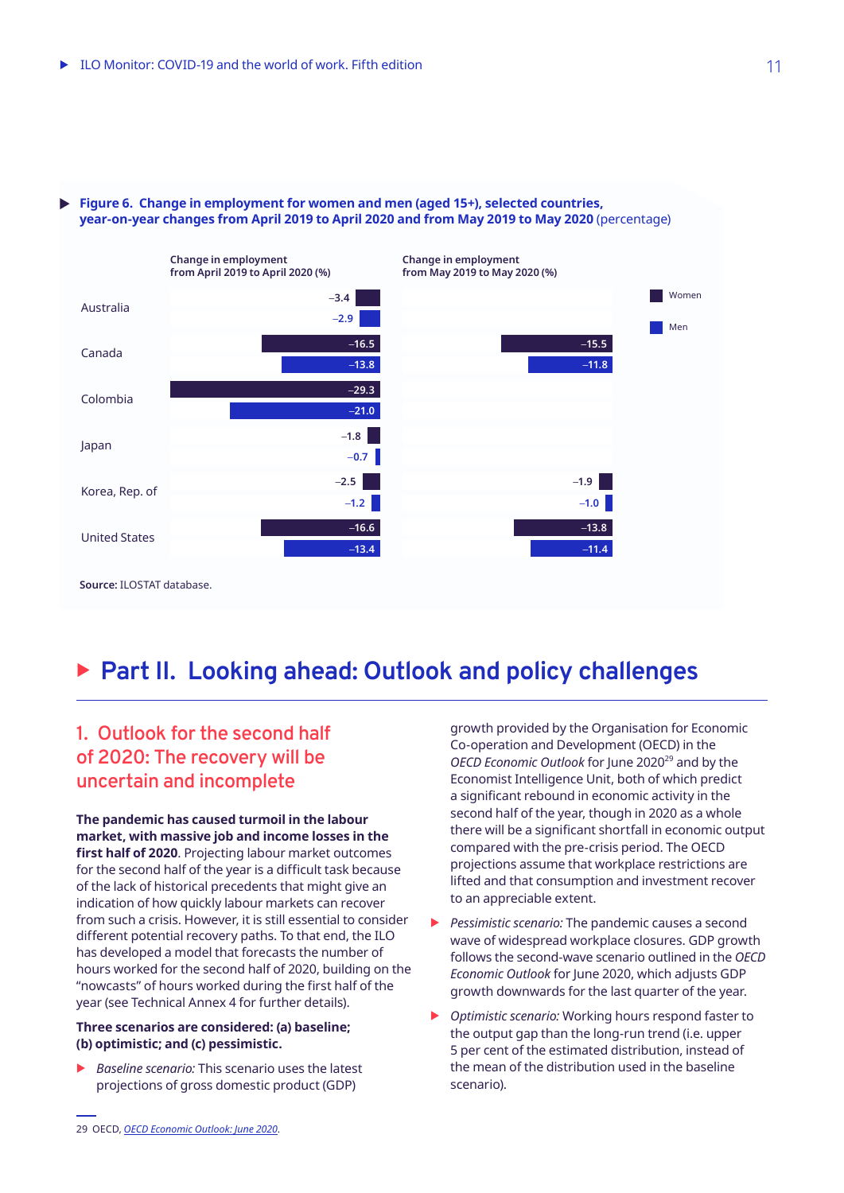**Figure 6. Change in employment for women and men (aged 15+), selected countries, year-on-year changes from April 2019 to April 2020 and from May 2019 to May 2020** (percentage)

| Country | | Change in employment from April 2019 to April 2020 (%) | Change in employment from May 2019 to May 2020 (%) |
|---|---|---|---|
| Australia | Women | –3.4 | |
| | Men | –2.9 | |
| Canada | Women | –16.5 | –15.5 |
| | Men | –13.8 | –11.8 |
| Colombia | Women | –29.3 | |
| | Men | –21.0 | |
| Japan | Women | –1.8 | |
| | Men | –0.7 | |
| Korea, Rep. of | Women | –2.5 | –1.9 |
| | Men | –1.2 | –1.0 |
| United States | Women | –16.6 | –13.8 |
| | Men | –13.4 | –11.4 |

**Source:** ILOSTAT database.

# Part II. Looking ahead: Outlook and policy challenges

## 1. Outlook for the second half of 2020: The recovery will be uncertain and incomplete

**The pandemic has caused turmoil in the labour market, with massive job and income losses in the first half of 2020**. Projecting labour market outcomes for the second half of the year is a difficult task because of the lack of historical precedents that might give an indication of how quickly labour markets can recover from such a crisis. However, it is still essential to consider different potential recovery paths. To that end, the ILO has developed a model that forecasts the number of hours worked for the second half of 2020, building on the "nowcasts" of hours worked during the first half of the year (see Technical Annex 4 for further details).

**Three scenarios are considered: (a) baseline; (b) optimistic; and (c) pessimistic.**

- *Baseline scenario:* This scenario uses the latest projections of gross domestic product (GDP) growth provided by the Organisation for Economic Co-operation and Development (OECD) in the *OECD Economic Outlook* for June 2020[29] and by the Economist Intelligence Unit, both of which predict a significant rebound in economic activity in the second half of the year, though in 2020 as a whole there will be a significant shortfall in economic output compared with the pre-crisis period. The OECD projections assume that workplace restrictions are lifted and that consumption and investment recover to an appreciable extent.
- *Pessimistic scenario:* The pandemic causes a second wave of widespread workplace closures. GDP growth follows the second-wave scenario outlined in the *OECD Economic Outlook* for June 2020, which adjusts GDP growth downwards for the last quarter of the year.
- *Optimistic scenario:* Working hours respond faster to the output gap than the long-run trend (i.e. upper 5 per cent of the estimated distribution, instead of the mean of the distribution used in the baseline scenario).

---

29 OECD, *OECD Economic Outlook: June 2020*.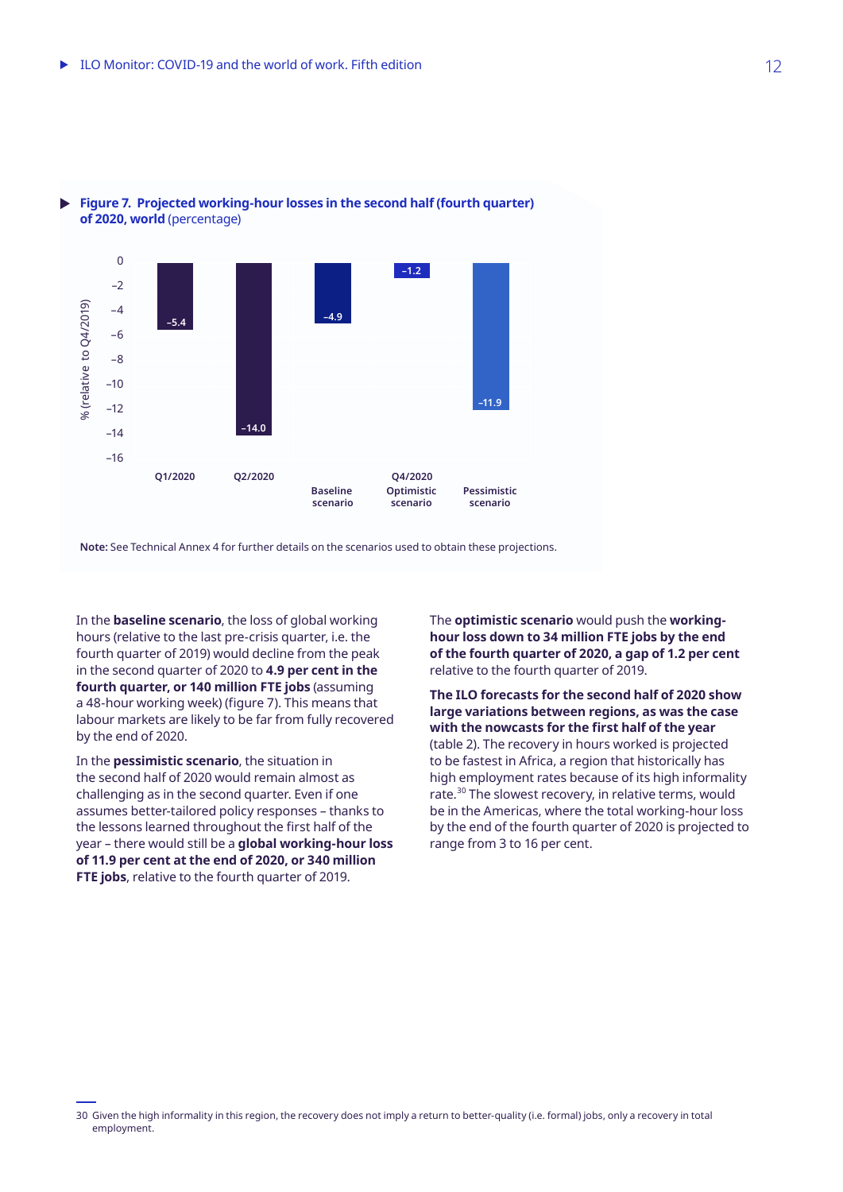**Figure 7. Projected working-hour losses in the second half (fourth quarter) of 2020, world** (percentage)

| | Q1/2020 | Q2/2020 | Q4/2020 Baseline scenario | Q4/2020 Optimistic scenario | Q4/2020 Pessimistic scenario |
|---|---|---|---|---|---|
| % (relative to Q4/2019) | –5.4 | –14.0 | –4.9 | –1.2 | –11.9 |

**Note:** See Technical Annex 4 for further details on the scenarios used to obtain these projections.

In the **baseline scenario**, the loss of global working hours (relative to the last pre-crisis quarter, i.e. the fourth quarter of 2019) would decline from the peak in the second quarter of 2020 to **4.9 per cent in the fourth quarter, or 140 million FTE jobs** (assuming a 48-hour working week) (figure 7). This means that labour markets are likely to be far from fully recovered by the end of 2020.

In the **pessimistic scenario**, the situation in the second half of 2020 would remain almost as challenging as in the second quarter. Even if one assumes better-tailored policy responses – thanks to the lessons learned throughout the first half of the year – there would still be a **global working-hour loss of 11.9 per cent at the end of 2020, or 340 million FTE jobs**, relative to the fourth quarter of 2019.

The **optimistic scenario** would push the **working-hour loss down to 34 million FTE jobs by the end of the fourth quarter of 2020, a gap of 1.2 per cent** relative to the fourth quarter of 2019.

**The ILO forecasts for the second half of 2020 show large variations between regions, as was the case with the nowcasts for the first half of the year** (table 2). The recovery in hours worked is projected to be fastest in Africa, a region that historically has high employment rates because of its high informality rate.[30] The slowest recovery, in relative terms, would be in the Americas, where the total working-hour loss by the end of the fourth quarter of 2020 is projected to range from 3 to 16 per cent.

---

30 Given the high informality in this region, the recovery does not imply a return to better-quality (i.e. formal) jobs, only a recovery in total employment.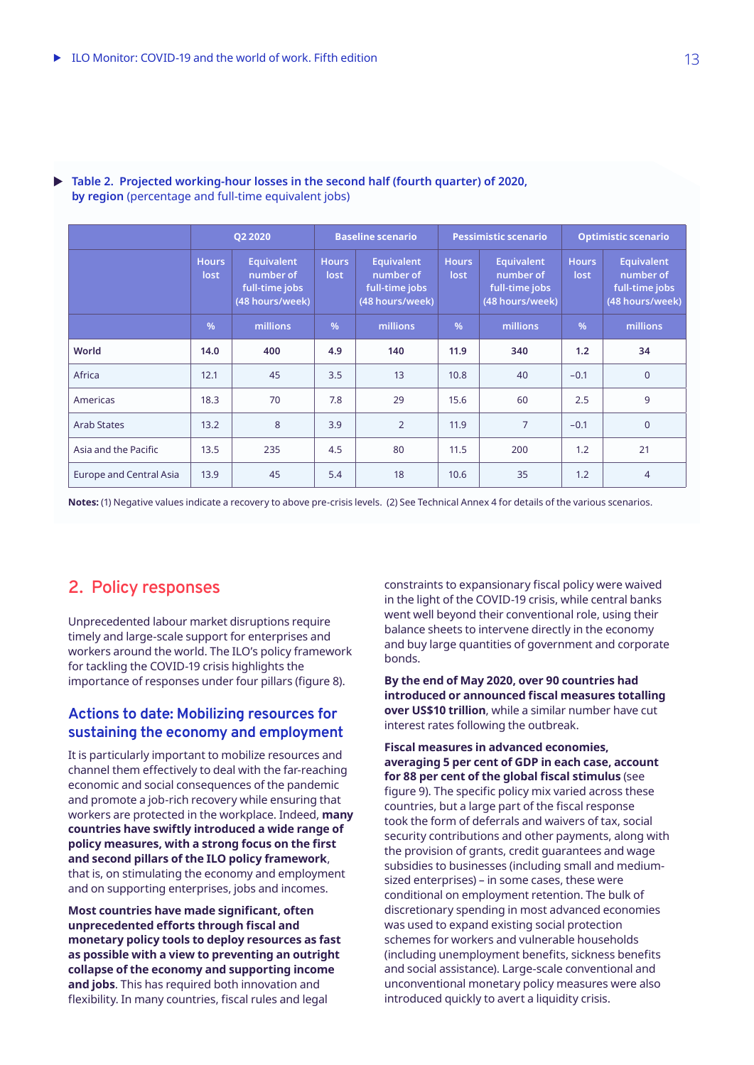**Table 2. Projected working-hour losses in the second half (fourth quarter) of 2020, by region** (percentage and full-time equivalent jobs)

| | Q2 2020 | | Baseline scenario | | Pessimistic scenario | | Optimistic scenario | |
|---|---|---|---|---|---|---|---|---|
| | Hours lost | Equivalent number of full-time jobs (48 hours/week) | Hours lost | Equivalent number of full-time jobs (48 hours/week) | Hours lost | Equivalent number of full-time jobs (48 hours/week) | Hours lost | Equivalent number of full-time jobs (48 hours/week) |
| | % | millions | % | millions | % | millions | % | millions |
| **World** | **14.0** | **400** | **4.9** | **140** | **11.9** | **340** | **1.2** | **34** |
| Africa | 12.1 | 45 | 3.5 | 13 | 10.8 | 40 | −0.1 | 0 |
| Americas | 18.3 | 70 | 7.8 | 29 | 15.6 | 60 | 2.5 | 9 |
| Arab States | 13.2 | 8 | 3.9 | 2 | 11.9 | 7 | −0.1 | 0 |
| Asia and the Pacific | 13.5 | 235 | 4.5 | 80 | 11.5 | 200 | 1.2 | 21 |
| Europe and Central Asia | 13.9 | 45 | 5.4 | 18 | 10.6 | 35 | 1.2 | 4 |

**Notes:** (1) Negative values indicate a recovery to above pre-crisis levels. (2) See Technical Annex 4 for details of the various scenarios.

## 2. Policy responses

Unprecedented labour market disruptions require timely and large-scale support for enterprises and workers around the world. The ILO's policy framework for tackling the COVID-19 crisis highlights the importance of responses under four pillars (figure 8).

### Actions to date: Mobilizing resources for sustaining the economy and employment

It is particularly important to mobilize resources and channel them effectively to deal with the far-reaching economic and social consequences of the pandemic and promote a job-rich recovery while ensuring that workers are protected in the workplace. Indeed, **many countries have swiftly introduced a wide range of policy measures, with a strong focus on the first and second pillars of the ILO policy framework**, that is, on stimulating the economy and employment and on supporting enterprises, jobs and incomes.

**Most countries have made significant, often unprecedented efforts through fiscal and monetary policy tools to deploy resources as fast as possible with a view to preventing an outright collapse of the economy and supporting income and jobs**. This has required both innovation and flexibility. In many countries, fiscal rules and legal constraints to expansionary fiscal policy were waived in the light of the COVID-19 crisis, while central banks went well beyond their conventional role, using their balance sheets to intervene directly in the economy and buy large quantities of government and corporate bonds.

**By the end of May 2020, over 90 countries had introduced or announced fiscal measures totalling over US$10 trillion**, while a similar number have cut interest rates following the outbreak.

**Fiscal measures in advanced economies, averaging 5 per cent of GDP in each case, account for 88 per cent of the global fiscal stimulus** (see figure 9). The specific policy mix varied across these countries, but a large part of the fiscal response took the form of deferrals and waivers of tax, social security contributions and other payments, along with the provision of grants, credit guarantees and wage subsidies to businesses (including small and medium-sized enterprises) – in some cases, these were conditional on employment retention. The bulk of discretionary spending in most advanced economies was used to expand existing social protection schemes for workers and vulnerable households (including unemployment benefits, sickness benefits and social assistance). Large-scale conventional and unconventional monetary policy measures were also introduced quickly to avert a liquidity crisis.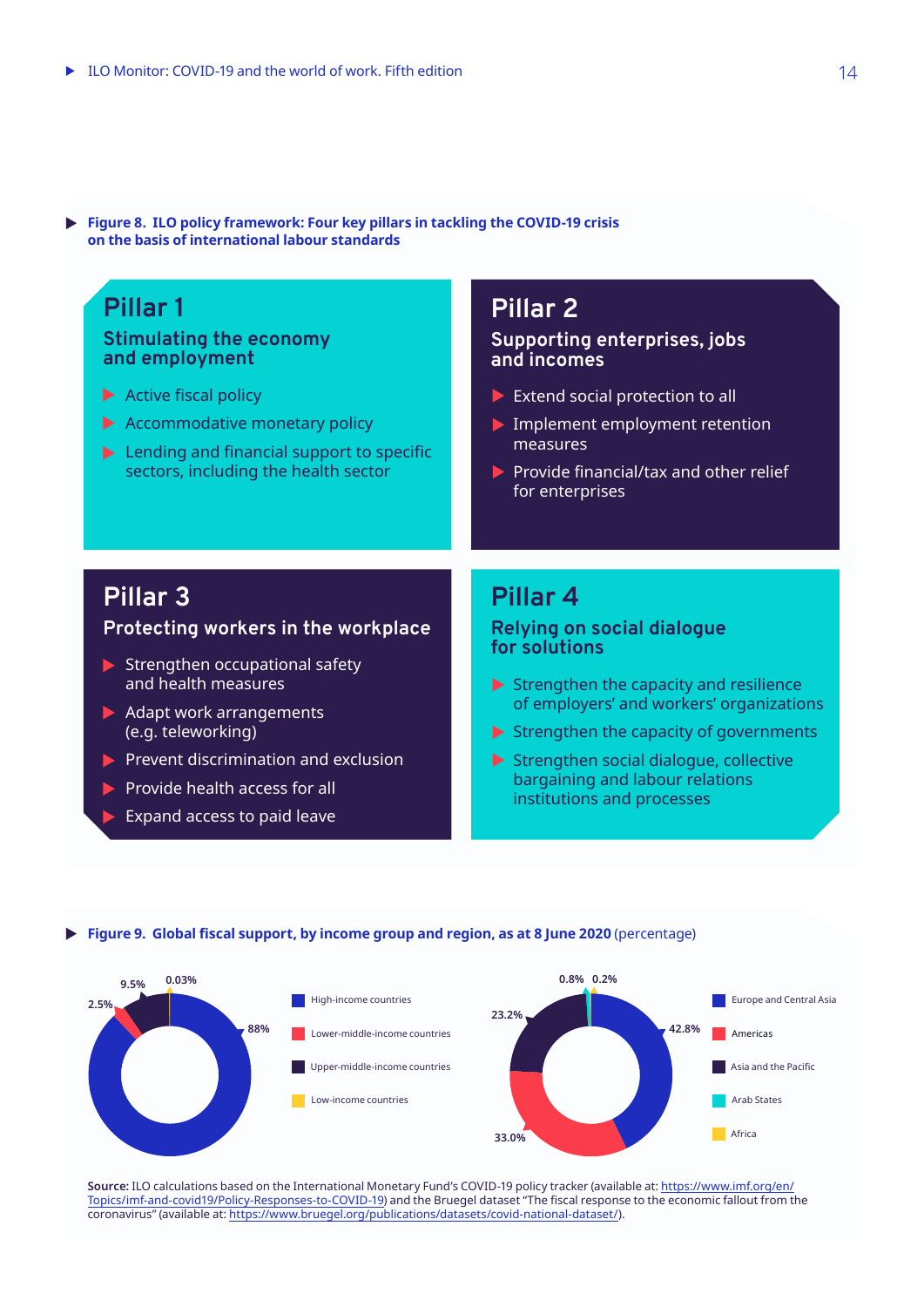**Figure 8. ILO policy framework: Four key pillars in tackling the COVID-19 crisis on the basis of international labour standards**

## Pillar 1

### Stimulating the economy and employment

- Active fiscal policy
- Accommodative monetary policy
- Lending and financial support to specific sectors, including the health sector

## Pillar 2

### Supporting enterprises, jobs and incomes

- Extend social protection to all
- Implement employment retention measures
- Provide financial/tax and other relief for enterprises

## Pillar 3

### Protecting workers in the workplace

- Strengthen occupational safety and health measures
- Adapt work arrangements (e.g. teleworking)
- Prevent discrimination and exclusion
- Provide health access for all
- Expand access to paid leave

## Pillar 4

### Relying on social dialogue for solutions

- Strengthen the capacity and resilience of employers' and workers' organizations
- Strengthen the capacity of governments
- Strengthen social dialogue, collective bargaining and labour relations institutions and processes

**Figure 9. Global fiscal support, by income group and region, as at 8 June 2020** (percentage)

| Income group | Percentage |
|---|---|
| High-income countries | 88% |
| Lower-middle-income countries | 2.5% |
| Upper-middle-income countries | 9.5% |
| Low-income countries | 0.03% |

| Region | Percentage |
|---|---|
| Europe and Central Asia | 42.8% |
| Americas | 33.0% |
| Asia and the Pacific | 23.2% |
| Arab States | 0.8% |
| Africa | 0.2% |

**Source:** ILO calculations based on the International Monetary Fund's COVID-19 policy tracker (available at: https://www.imf.org/en/Topics/imf-and-covid19/Policy-Responses-to-COVID-19) and the Bruegel dataset "The fiscal response to the economic fallout from the coronavirus" (available at: https://www.bruegel.org/publications/datasets/covid-national-dataset/).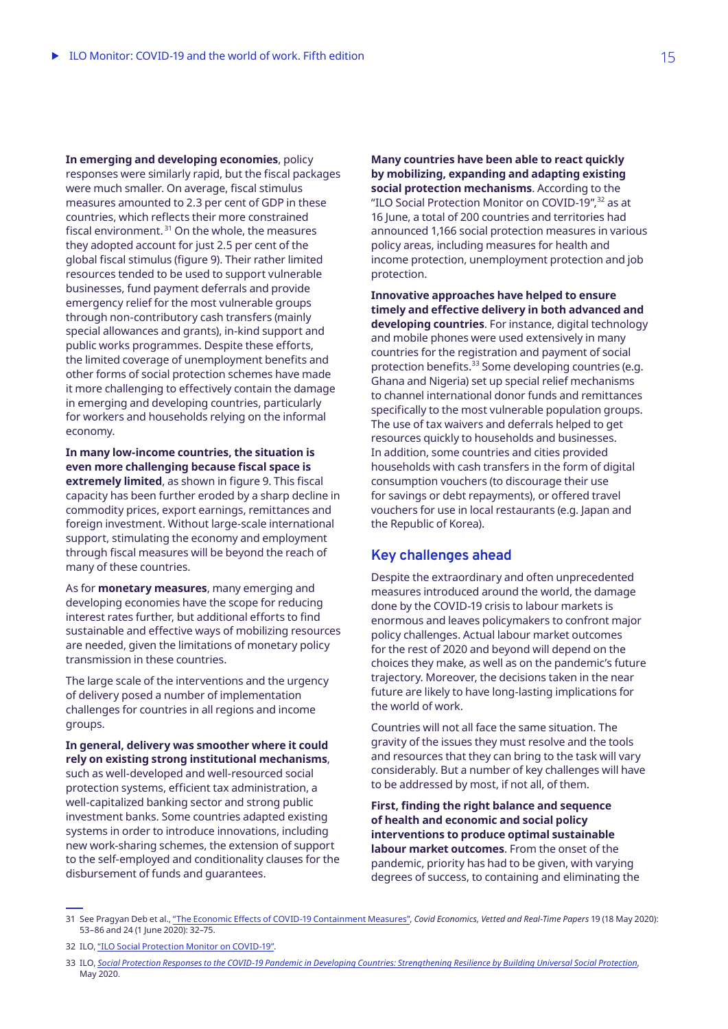**In emerging and developing economies**, policy responses were similarly rapid, but the fiscal packages were much smaller. On average, fiscal stimulus measures amounted to 2.3 per cent of GDP in these countries, which reflects their more constrained fiscal environment.[31] On the whole, the measures they adopted account for just 2.5 per cent of the global fiscal stimulus (figure 9). Their rather limited resources tended to be used to support vulnerable businesses, fund payment deferrals and provide emergency relief for the most vulnerable groups through non-contributory cash transfers (mainly special allowances and grants), in-kind support and public works programmes. Despite these efforts, the limited coverage of unemployment benefits and other forms of social protection schemes have made it more challenging to effectively contain the damage in emerging and developing countries, particularly for workers and households relying on the informal economy.

**In many low-income countries, the situation is even more challenging because fiscal space is extremely limited**, as shown in figure 9. This fiscal capacity has been further eroded by a sharp decline in commodity prices, export earnings, remittances and foreign investment. Without large-scale international support, stimulating the economy and employment through fiscal measures will be beyond the reach of many of these countries.

As for **monetary measures**, many emerging and developing economies have the scope for reducing interest rates further, but additional efforts to find sustainable and effective ways of mobilizing resources are needed, given the limitations of monetary policy transmission in these countries.

The large scale of the interventions and the urgency of delivery posed a number of implementation challenges for countries in all regions and income groups.

**In general, delivery was smoother where it could rely on existing strong institutional mechanisms**, such as well-developed and well-resourced social protection systems, efficient tax administration, a well-capitalized banking sector and strong public investment banks. Some countries adapted existing systems in order to introduce innovations, including new work-sharing schemes, the extension of support to the self-employed and conditionality clauses for the disbursement of funds and guarantees.

**Many countries have been able to react quickly by mobilizing, expanding and adapting existing social protection mechanisms**. According to the "ILO Social Protection Monitor on COVID-19",[32] as at 16 June, a total of 200 countries and territories had announced 1,166 social protection measures in various policy areas, including measures for health and income protection, unemployment protection and job protection.

**Innovative approaches have helped to ensure timely and effective delivery in both advanced and developing countries**. For instance, digital technology and mobile phones were used extensively in many countries for the registration and payment of social protection benefits.[33] Some developing countries (e.g. Ghana and Nigeria) set up special relief mechanisms to channel international donor funds and remittances specifically to the most vulnerable population groups. The use of tax waivers and deferrals helped to get resources quickly to households and businesses. In addition, some countries and cities provided households with cash transfers in the form of digital consumption vouchers (to discourage their use for savings or debt repayments), or offered travel vouchers for use in local restaurants (e.g. Japan and the Republic of Korea).

## Key challenges ahead

Despite the extraordinary and often unprecedented measures introduced around the world, the damage done by the COVID-19 crisis to labour markets is enormous and leaves policymakers to confront major policy challenges. Actual labour market outcomes for the rest of 2020 and beyond will depend on the choices they make, as well as on the pandemic's future trajectory. Moreover, the decisions taken in the near future are likely to have long-lasting implications for the world of work.

Countries will not all face the same situation. The gravity of the issues they must resolve and the tools and resources that they can bring to the task will vary considerably. But a number of key challenges will have to be addressed by most, if not all, of them.

**First, finding the right balance and sequence of health and economic and social policy interventions to produce optimal sustainable labour market outcomes**. From the onset of the pandemic, priority has had to be given, with varying degrees of success, to containing and eliminating the

---

31 See Pragyan Deb et al., "The Economic Effects of COVID-19 Containment Measures", *Covid Economics, Vetted and Real-Time Papers* 19 (18 May 2020): 53–86 and 24 (1 June 2020): 32–75.

32 ILO, "ILO Social Protection Monitor on COVID-19".

33 ILO, *Social Protection Responses to the COVID-19 Pandemic in Developing Countries: Strengthening Resilience by Building Universal Social Protection*, May 2020.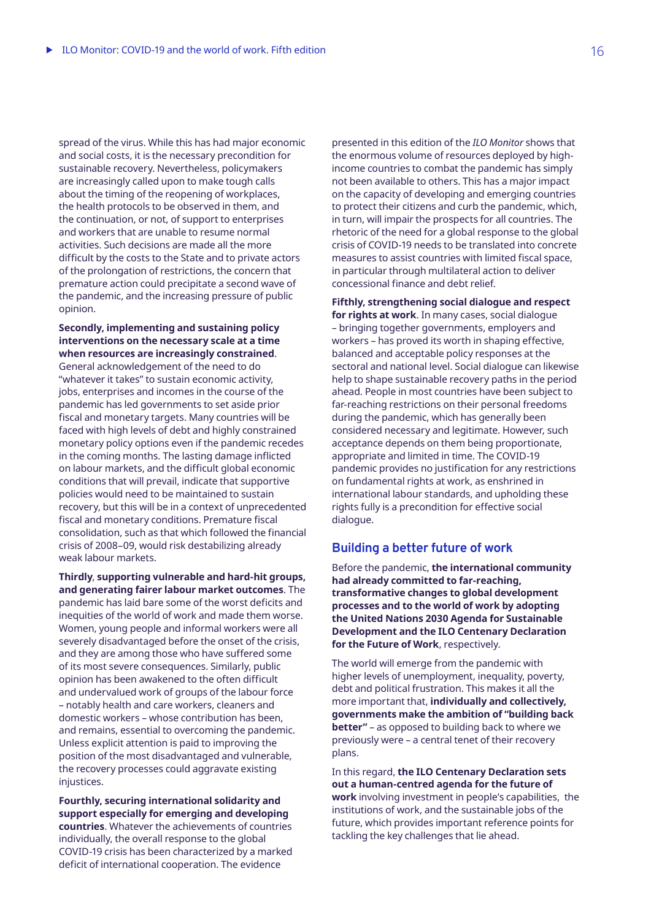spread of the virus. While this has had major economic and social costs, it is the necessary precondition for sustainable recovery. Nevertheless, policymakers are increasingly called upon to make tough calls about the timing of the reopening of workplaces, the health protocols to be observed in them, and the continuation, or not, of support to enterprises and workers that are unable to resume normal activities. Such decisions are made all the more difficult by the costs to the State and to private actors of the prolongation of restrictions, the concern that premature action could precipitate a second wave of the pandemic, and the increasing pressure of public opinion.

**Secondly, implementing and sustaining policy interventions on the necessary scale at a time when resources are increasingly constrained**. General acknowledgement of the need to do "whatever it takes" to sustain economic activity, jobs, enterprises and incomes in the course of the pandemic has led governments to set aside prior fiscal and monetary targets. Many countries will be faced with high levels of debt and highly constrained monetary policy options even if the pandemic recedes in the coming months. The lasting damage inflicted on labour markets, and the difficult global economic conditions that will prevail, indicate that supportive policies would need to be maintained to sustain recovery, but this will be in a context of unprecedented fiscal and monetary conditions. Premature fiscal consolidation, such as that which followed the financial crisis of 2008–09, would risk destabilizing already weak labour markets.

**Thirdly**, **supporting vulnerable and hard-hit groups, and generating fairer labour market outcomes**. The pandemic has laid bare some of the worst deficits and inequities of the world of work and made them worse. Women, young people and informal workers were all severely disadvantaged before the onset of the crisis, and they are among those who have suffered some of its most severe consequences. Similarly, public opinion has been awakened to the often difficult and undervalued work of groups of the labour force – notably health and care workers, cleaners and domestic workers – whose contribution has been, and remains, essential to overcoming the pandemic. Unless explicit attention is paid to improving the position of the most disadvantaged and vulnerable, the recovery processes could aggravate existing injustices.

**Fourthly, securing international solidarity and support especially for emerging and developing countries**. Whatever the achievements of countries individually, the overall response to the global COVID-19 crisis has been characterized by a marked deficit of international cooperation. The evidence presented in this edition of the *ILO Monitor* shows that the enormous volume of resources deployed by high-income countries to combat the pandemic has simply not been available to others. This has a major impact on the capacity of developing and emerging countries to protect their citizens and curb the pandemic, which, in turn, will impair the prospects for all countries. The rhetoric of the need for a global response to the global crisis of COVID-19 needs to be translated into concrete measures to assist countries with limited fiscal space, in particular through multilateral action to deliver concessional finance and debt relief.

**Fifthly, strengthening social dialogue and respect for rights at work**. In many cases, social dialogue – bringing together governments, employers and workers – has proved its worth in shaping effective, balanced and acceptable policy responses at the sectoral and national level. Social dialogue can likewise help to shape sustainable recovery paths in the period ahead. People in most countries have been subject to far-reaching restrictions on their personal freedoms during the pandemic, which has generally been considered necessary and legitimate. However, such acceptance depends on them being proportionate, appropriate and limited in time. The COVID-19 pandemic provides no justification for any restrictions on fundamental rights at work, as enshrined in international labour standards, and upholding these rights fully is a precondition for effective social dialogue.

## Building a better future of work

Before the pandemic, **the international community had already committed to far-reaching, transformative changes to global development processes and to the world of work by adopting the United Nations 2030 Agenda for Sustainable Development and the ILO Centenary Declaration for the Future of Work**, respectively.

The world will emerge from the pandemic with higher levels of unemployment, inequality, poverty, debt and political frustration. This makes it all the more important that, **individually and collectively, governments make the ambition of "building back better"** – as opposed to building back to where we previously were – a central tenet of their recovery plans.

In this regard, **the ILO Centenary Declaration sets out a human-centred agenda for the future of work** involving investment in people's capabilities, the institutions of work, and the sustainable jobs of the future, which provides important reference points for tackling the key challenges that lie ahead.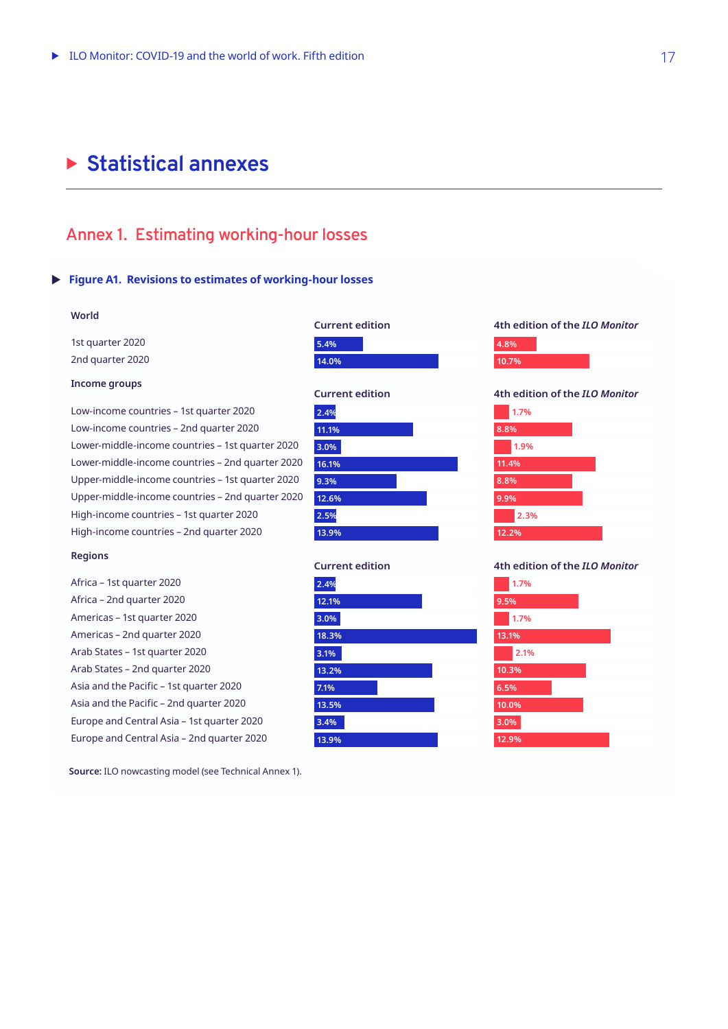# Statistical annexes

## Annex 1. Estimating working-hour losses

### Figure A1. Revisions to estimates of working-hour losses

| | Current edition | 4th edition of the *ILO Monitor* |
|---|---|---|
| **World** | | |
| 1st quarter 2020 | 5.4% | 4.8% |
| 2nd quarter 2020 | 14.0% | 10.7% |
| **Income groups** | | |
| Low-income countries – 1st quarter 2020 | 2.4% | 1.7% |
| Low-income countries – 2nd quarter 2020 | 11.1% | 8.8% |
| Lower-middle-income countries – 1st quarter 2020 | 3.0% | 1.9% |
| Lower-middle-income countries – 2nd quarter 2020 | 16.1% | 11.4% |
| Upper-middle-income countries – 1st quarter 2020 | 9.3% | 8.8% |
| Upper-middle-income countries – 2nd quarter 2020 | 12.6% | 9.9% |
| High-income countries – 1st quarter 2020 | 2.5% | 2.3% |
| High-income countries – 2nd quarter 2020 | 13.9% | 12.2% |
| **Regions** | | |
| Africa – 1st quarter 2020 | 2.4% | 1.7% |
| Africa – 2nd quarter 2020 | 12.1% | 9.5% |
| Americas – 1st quarter 2020 | 3.0% | 1.7% |
| Americas – 2nd quarter 2020 | 18.3% | 13.1% |
| Arab States – 1st quarter 2020 | 3.1% | 2.1% |
| Arab States – 2nd quarter 2020 | 13.2% | 10.3% |
| Asia and the Pacific – 1st quarter 2020 | 7.1% | 6.5% |
| Asia and the Pacific – 2nd quarter 2020 | 13.5% | 10.0% |
| Europe and Central Asia – 1st quarter 2020 | 3.4% | 3.0% |
| Europe and Central Asia – 2nd quarter 2020 | 13.9% | 12.9% |

**Source:** ILO nowcasting model (see Technical Annex 1).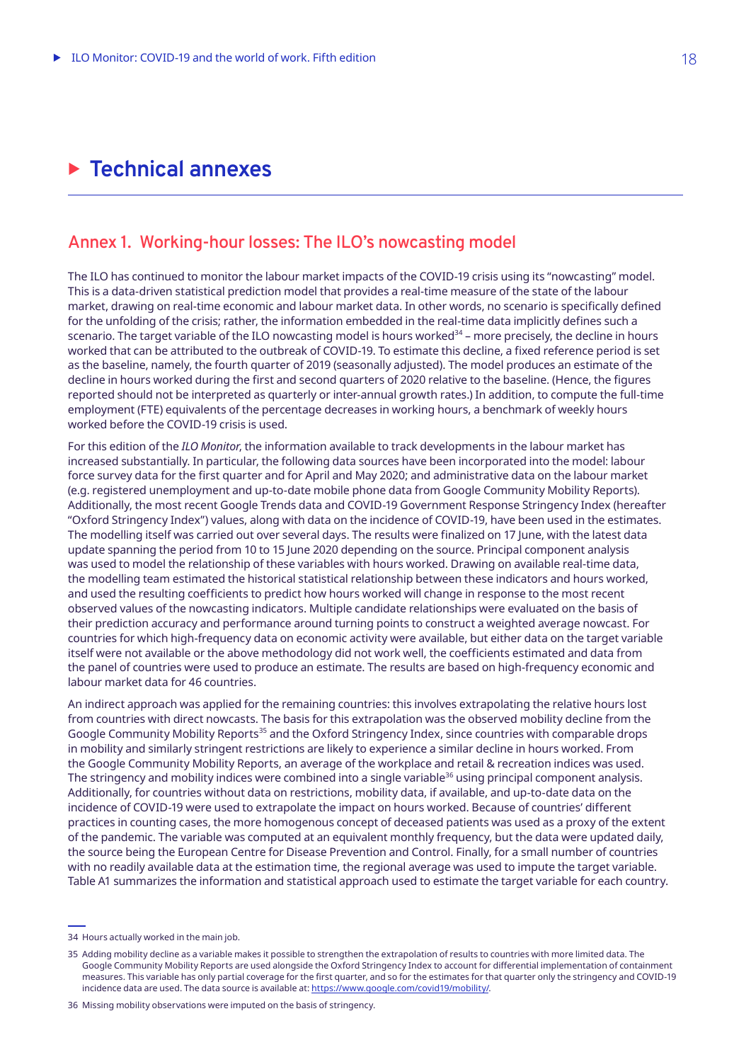# Technical annexes

## Annex 1. Working-hour losses: The ILO's nowcasting model

The ILO has continued to monitor the labour market impacts of the COVID-19 crisis using its "nowcasting" model. This is a data-driven statistical prediction model that provides a real-time measure of the state of the labour market, drawing on real-time economic and labour market data. In other words, no scenario is specifically defined for the unfolding of the crisis; rather, the information embedded in the real-time data implicitly defines such a scenario. The target variable of the ILO nowcasting model is hours worked[34] – more precisely, the decline in hours worked that can be attributed to the outbreak of COVID-19. To estimate this decline, a fixed reference period is set as the baseline, namely, the fourth quarter of 2019 (seasonally adjusted). The model produces an estimate of the decline in hours worked during the first and second quarters of 2020 relative to the baseline. (Hence, the figures reported should not be interpreted as quarterly or inter-annual growth rates.) In addition, to compute the full-time employment (FTE) equivalents of the percentage decreases in working hours, a benchmark of weekly hours worked before the COVID-19 crisis is used.

For this edition of the *ILO Monitor*, the information available to track developments in the labour market has increased substantially. In particular, the following data sources have been incorporated into the model: labour force survey data for the first quarter and for April and May 2020; and administrative data on the labour market (e.g. registered unemployment and up-to-date mobile phone data from Google Community Mobility Reports). Additionally, the most recent Google Trends data and COVID-19 Government Response Stringency Index (hereafter "Oxford Stringency Index") values, along with data on the incidence of COVID-19, have been used in the estimates. The modelling itself was carried out over several days. The results were finalized on 17 June, with the latest data update spanning the period from 10 to 15 June 2020 depending on the source. Principal component analysis was used to model the relationship of these variables with hours worked. Drawing on available real-time data, the modelling team estimated the historical statistical relationship between these indicators and hours worked, and used the resulting coefficients to predict how hours worked will change in response to the most recent observed values of the nowcasting indicators. Multiple candidate relationships were evaluated on the basis of their prediction accuracy and performance around turning points to construct a weighted average nowcast. For countries for which high-frequency data on economic activity were available, but either data on the target variable itself were not available or the above methodology did not work well, the coefficients estimated and data from the panel of countries were used to produce an estimate. The results are based on high-frequency economic and labour market data for 46 countries.

An indirect approach was applied for the remaining countries: this involves extrapolating the relative hours lost from countries with direct nowcasts. The basis for this extrapolation was the observed mobility decline from the Google Community Mobility Reports[35] and the Oxford Stringency Index, since countries with comparable drops in mobility and similarly stringent restrictions are likely to experience a similar decline in hours worked. From the Google Community Mobility Reports, an average of the workplace and retail & recreation indices was used. The stringency and mobility indices were combined into a single variable[36] using principal component analysis. Additionally, for countries without data on restrictions, mobility data, if available, and up-to-date data on the incidence of COVID-19 were used to extrapolate the impact on hours worked. Because of countries' different practices in counting cases, the more homogenous concept of deceased patients was used as a proxy of the extent of the pandemic. The variable was computed at an equivalent monthly frequency, but the data were updated daily, the source being the European Centre for Disease Prevention and Control. Finally, for a small number of countries with no readily available data at the estimation time, the regional average was used to impute the target variable. Table A1 summarizes the information and statistical approach used to estimate the target variable for each country.

---

34 Hours actually worked in the main job.

35 Adding mobility decline as a variable makes it possible to strengthen the extrapolation of results to countries with more limited data. The Google Community Mobility Reports are used alongside the Oxford Stringency Index to account for differential implementation of containment measures. This variable has only partial coverage for the first quarter, and so for the estimates for that quarter only the stringency and COVID-19 incidence data are used. The data source is available at: https://www.google.com/covid19/mobility/.

36 Missing mobility observations were imputed on the basis of stringency.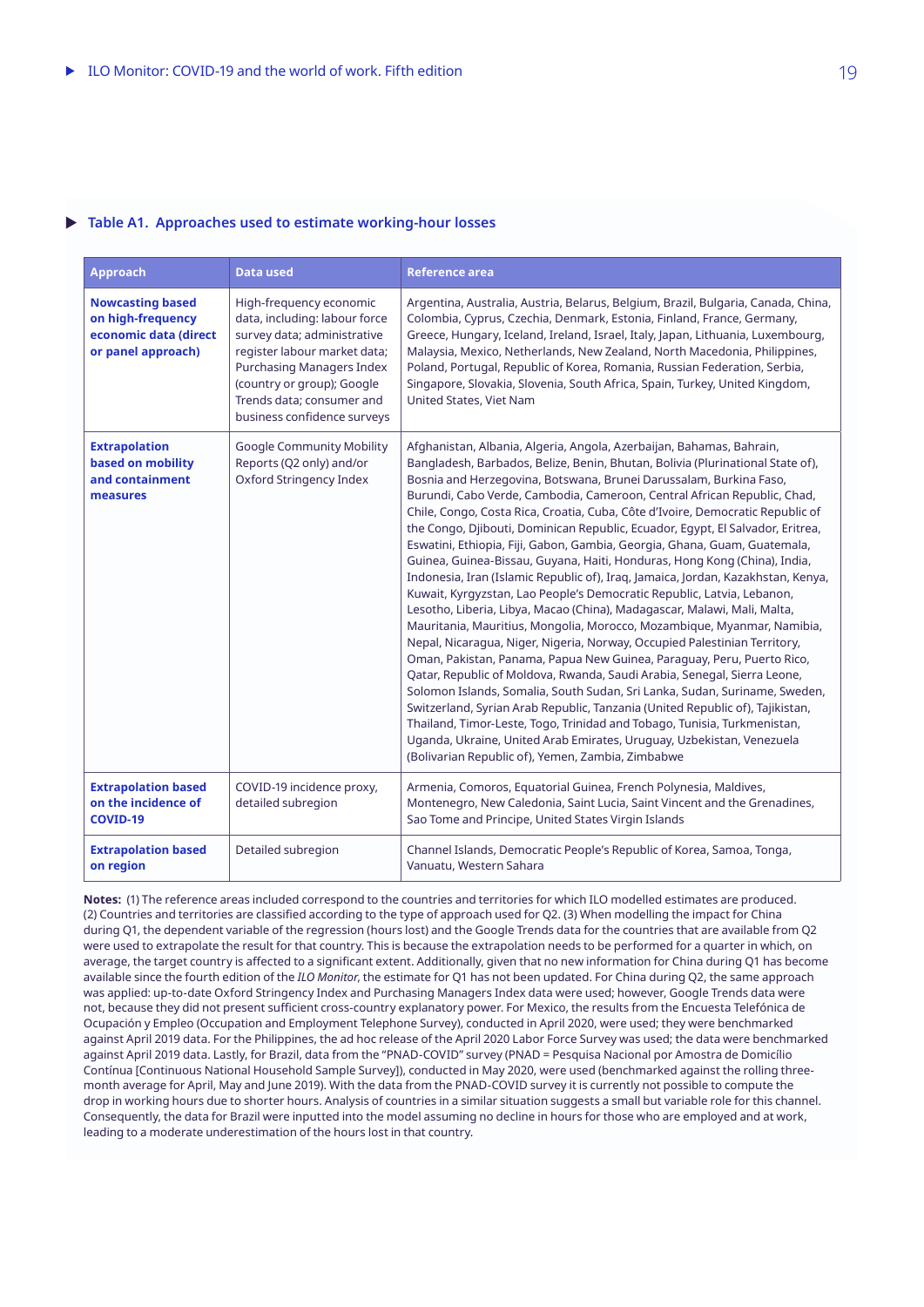### Table A1. Approaches used to estimate working-hour losses

| Approach | Data used | Reference area |
|---|---|---|
| **Nowcasting based on high-frequency economic data (direct or panel approach)** | High-frequency economic data, including: labour force survey data; administrative register labour market data; Purchasing Managers Index (country or group); Google Trends data; consumer and business confidence surveys | Argentina, Australia, Austria, Belarus, Belgium, Brazil, Bulgaria, Canada, China, Colombia, Cyprus, Czechia, Denmark, Estonia, Finland, France, Germany, Greece, Hungary, Iceland, Ireland, Israel, Italy, Japan, Lithuania, Luxembourg, Malaysia, Mexico, Netherlands, New Zealand, North Macedonia, Philippines, Poland, Portugal, Republic of Korea, Romania, Russian Federation, Serbia, Singapore, Slovakia, Slovenia, South Africa, Spain, Turkey, United Kingdom, United States, Viet Nam |
| **Extrapolation based on mobility and containment measures** | Google Community Mobility Reports (Q2 only) and/or Oxford Stringency Index | Afghanistan, Albania, Algeria, Angola, Azerbaijan, Bahamas, Bahrain, Bangladesh, Barbados, Belize, Benin, Bhutan, Bolivia (Plurinational State of), Bosnia and Herzegovina, Botswana, Brunei Darussalam, Burkina Faso, Burundi, Cabo Verde, Cambodia, Cameroon, Central African Republic, Chad, Chile, Congo, Costa Rica, Croatia, Cuba, Côte d'Ivoire, Democratic Republic of the Congo, Djibouti, Dominican Republic, Ecuador, Egypt, El Salvador, Eritrea, Eswatini, Ethiopia, Fiji, Gabon, Gambia, Georgia, Ghana, Guam, Guatemala, Guinea, Guinea-Bissau, Guyana, Haiti, Honduras, Hong Kong (China), India, Indonesia, Iran (Islamic Republic of), Iraq, Jamaica, Jordan, Kazakhstan, Kenya, Kuwait, Kyrgyzstan, Lao People's Democratic Republic, Latvia, Lebanon, Lesotho, Liberia, Libya, Macao (China), Madagascar, Malawi, Mali, Malta, Mauritania, Mauritius, Mongolia, Morocco, Mozambique, Myanmar, Namibia, Nepal, Nicaragua, Niger, Nigeria, Norway, Occupied Palestinian Territory, Oman, Pakistan, Panama, Papua New Guinea, Paraguay, Peru, Puerto Rico, Qatar, Republic of Moldova, Rwanda, Saudi Arabia, Senegal, Sierra Leone, Solomon Islands, Somalia, South Sudan, Sri Lanka, Sudan, Suriname, Sweden, Switzerland, Syrian Arab Republic, Tanzania (United Republic of), Tajikistan, Thailand, Timor-Leste, Togo, Trinidad and Tobago, Tunisia, Turkmenistan, Uganda, Ukraine, United Arab Emirates, Uruguay, Uzbekistan, Venezuela (Bolivarian Republic of), Yemen, Zambia, Zimbabwe |
| **Extrapolation based on the incidence of COVID-19** | COVID-19 incidence proxy, detailed subregion | Armenia, Comoros, Equatorial Guinea, French Polynesia, Maldives, Montenegro, New Caledonia, Saint Lucia, Saint Vincent and the Grenadines, Sao Tome and Principe, United States Virgin Islands |
| **Extrapolation based on region** | Detailed subregion | Channel Islands, Democratic People's Republic of Korea, Samoa, Tonga, Vanuatu, Western Sahara |

**Notes:** (1) The reference areas included correspond to the countries and territories for which ILO modelled estimates are produced. (2) Countries and territories are classified according to the type of approach used for Q2. (3) When modelling the impact for China during Q1, the dependent variable of the regression (hours lost) and the Google Trends data for the countries that are available from Q2 were used to extrapolate the result for that country. This is because the extrapolation needs to be performed for a quarter in which, on average, the target country is affected to a significant extent. Additionally, given that no new information for China during Q1 has become available since the fourth edition of the *ILO Monitor*, the estimate for Q1 has not been updated. For China during Q2, the same approach was applied: up-to-date Oxford Stringency Index and Purchasing Managers Index data were used; however, Google Trends data were not, because they did not present sufficient cross-country explanatory power. For Mexico, the results from the Encuesta Telefónica de Ocupación y Empleo (Occupation and Employment Telephone Survey), conducted in April 2020, were used; they were benchmarked against April 2019 data. For the Philippines, the ad hoc release of the April 2020 Labor Force Survey was used; the data were benchmarked against April 2019 data. Lastly, for Brazil, data from the "PNAD-COVID" survey (PNAD = Pesquisa Nacional por Amostra de Domicílio Contínua [Continuous National Household Sample Survey]), conducted in May 2020, were used (benchmarked against the rolling three-month average for April, May and June 2019). With the data from the PNAD-COVID survey it is currently not possible to compute the drop in working hours due to shorter hours. Analysis of countries in a similar situation suggests a small but variable role for this channel. Consequently, the data for Brazil were inputted into the model assuming no decline in hours for those who are employed and at work, leading to a moderate underestimation of the hours lost in that country.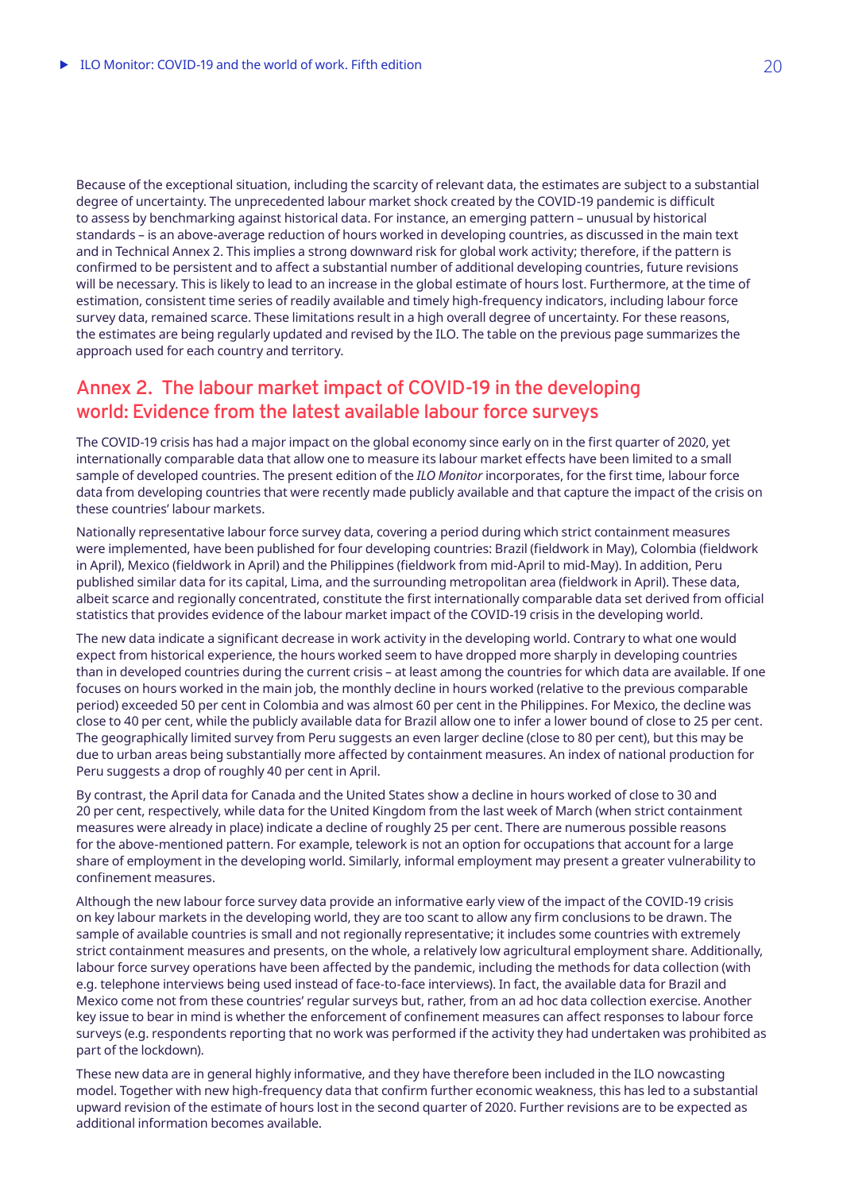Because of the exceptional situation, including the scarcity of relevant data, the estimates are subject to a substantial degree of uncertainty. The unprecedented labour market shock created by the COVID-19 pandemic is difficult to assess by benchmarking against historical data. For instance, an emerging pattern – unusual by historical standards – is an above-average reduction of hours worked in developing countries, as discussed in the main text and in Technical Annex 2. This implies a strong downward risk for global work activity; therefore, if the pattern is confirmed to be persistent and to affect a substantial number of additional developing countries, future revisions will be necessary. This is likely to lead to an increase in the global estimate of hours lost. Furthermore, at the time of estimation, consistent time series of readily available and timely high-frequency indicators, including labour force survey data, remained scarce. These limitations result in a high overall degree of uncertainty. For these reasons, the estimates are being regularly updated and revised by the ILO. The table on the previous page summarizes the approach used for each country and territory.

## Annex 2. The labour market impact of COVID-19 in the developing world: Evidence from the latest available labour force surveys

The COVID-19 crisis has had a major impact on the global economy since early on in the first quarter of 2020, yet internationally comparable data that allow one to measure its labour market effects have been limited to a small sample of developed countries. The present edition of the *ILO Monitor* incorporates, for the first time, labour force data from developing countries that were recently made publicly available and that capture the impact of the crisis on these countries' labour markets.

Nationally representative labour force survey data, covering a period during which strict containment measures were implemented, have been published for four developing countries: Brazil (fieldwork in May), Colombia (fieldwork in April), Mexico (fieldwork in April) and the Philippines (fieldwork from mid-April to mid-May). In addition, Peru published similar data for its capital, Lima, and the surrounding metropolitan area (fieldwork in April). These data, albeit scarce and regionally concentrated, constitute the first internationally comparable data set derived from official statistics that provides evidence of the labour market impact of the COVID-19 crisis in the developing world.

The new data indicate a significant decrease in work activity in the developing world. Contrary to what one would expect from historical experience, the hours worked seem to have dropped more sharply in developing countries than in developed countries during the current crisis – at least among the countries for which data are available. If one focuses on hours worked in the main job, the monthly decline in hours worked (relative to the previous comparable period) exceeded 50 per cent in Colombia and was almost 60 per cent in the Philippines. For Mexico, the decline was close to 40 per cent, while the publicly available data for Brazil allow one to infer a lower bound of close to 25 per cent. The geographically limited survey from Peru suggests an even larger decline (close to 80 per cent), but this may be due to urban areas being substantially more affected by containment measures. An index of national production for Peru suggests a drop of roughly 40 per cent in April.

By contrast, the April data for Canada and the United States show a decline in hours worked of close to 30 and 20 per cent, respectively, while data for the United Kingdom from the last week of March (when strict containment measures were already in place) indicate a decline of roughly 25 per cent. There are numerous possible reasons for the above-mentioned pattern. For example, telework is not an option for occupations that account for a large share of employment in the developing world. Similarly, informal employment may present a greater vulnerability to confinement measures.

Although the new labour force survey data provide an informative early view of the impact of the COVID-19 crisis on key labour markets in the developing world, they are too scant to allow any firm conclusions to be drawn. The sample of available countries is small and not regionally representative; it includes some countries with extremely strict containment measures and presents, on the whole, a relatively low agricultural employment share. Additionally, labour force survey operations have been affected by the pandemic, including the methods for data collection (with e.g. telephone interviews being used instead of face-to-face interviews). In fact, the available data for Brazil and Mexico come not from these countries' regular surveys but, rather, from an ad hoc data collection exercise. Another key issue to bear in mind is whether the enforcement of confinement measures can affect responses to labour force surveys (e.g. respondents reporting that no work was performed if the activity they had undertaken was prohibited as part of the lockdown).

These new data are in general highly informative, and they have therefore been included in the ILO nowcasting model. Together with new high-frequency data that confirm further economic weakness, this has led to a substantial upward revision of the estimate of hours lost in the second quarter of 2020. Further revisions are to be expected as additional information becomes available.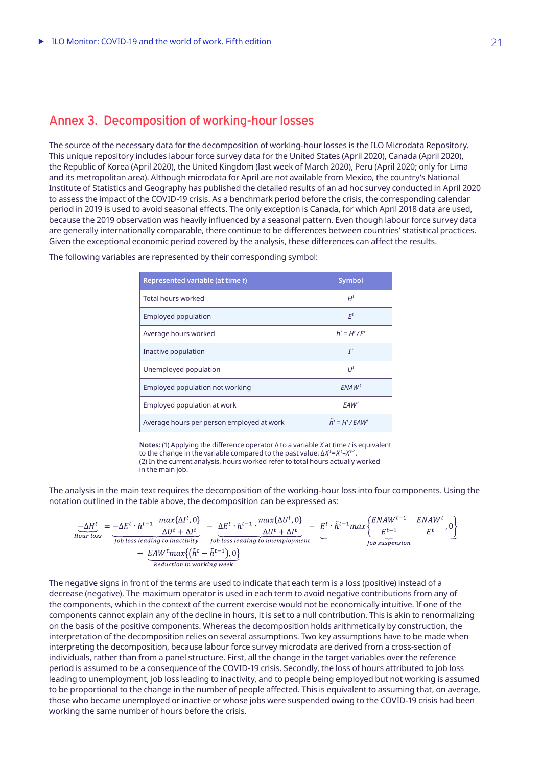## Annex 3. Decomposition of working-hour losses

The source of the necessary data for the decomposition of working-hour losses is the ILO Microdata Repository. This unique repository includes labour force survey data for the United States (April 2020), Canada (April 2020), the Republic of Korea (April 2020), the United Kingdom (last week of March 2020), Peru (April 2020; only for Lima and its metropolitan area). Although microdata for April are not available from Mexico, the country's National Institute of Statistics and Geography has published the detailed results of an ad hoc survey conducted in April 2020 to assess the impact of the COVID-19 crisis. As a benchmark period before the crisis, the corresponding calendar period in 2019 is used to avoid seasonal effects. The only exception is Canada, for which April 2018 data are used, because the 2019 observation was heavily influenced by a seasonal pattern. Even though labour force survey data are generally internationally comparable, there continue to be differences between countries' statistical practices. Given the exceptional economic period covered by the analysis, these differences can affect the results.

The following variables are represented by their corresponding symbol:

| Represented variable (at time *t*) | Symbol |
|---|---|
| Total hours worked | $H^t$ |
| Employed population | $E^t$ |
| Average hours worked | $h^t = H^t / E^t$ |
| Inactive population | $I^t$ |
| Unemployed population | $U^t$ |
| Employed population not working | $ENAW^t$ |
| Employed population at work | $EAW^t$ |
| Average hours per person employed at work | $\tilde{h}^t = H^t / EAW^t$ |

**Notes:** (1) Applying the difference operator Δ to a variable *X* at time *t* is equivalent to the change in the variable compared to the past value: $\Delta X^t = X^t - X^{t-1}$.
(2) In the current analysis, hours worked refer to total hours actually worked in the main job.

The analysis in the main text requires the decomposition of the working-hour loss into four components. Using the notation outlined in the table above, the decomposition can be expressed as:

$$\underbrace{-\Delta H^t}_{Hour\ loss} = \underbrace{-\Delta E^t \cdot h^{t-1} \cdot \frac{max\{\Delta I^t, 0\}}{\Delta U^t + \Delta I^t}}_{Job\ loss\ leading\ to\ inactivity} - \underbrace{\Delta E^t \cdot h^{t-1} \cdot \frac{max\{\Delta U^t, 0\}}{\Delta U^t + \Delta I^t}}_{Job\ loss\ leading\ to\ unemployment} - \underbrace{E^t \cdot \tilde{h}^{t-1} max\left\{\frac{ENAW^{t-1}}{E^{t-1}} - \frac{ENAW^t}{E^t}, 0\right\}}_{Job\ suspension}$$
$$- \underbrace{EAW^t max\{(\tilde{h}^t - \tilde{h}^{t-1}), 0\}}_{Reduction\ in\ working\ week}$$

The negative signs in front of the terms are used to indicate that each term is a loss (positive) instead of a decrease (negative). The maximum operator is used in each term to avoid negative contributions from any of the components, which in the context of the current exercise would not be economically intuitive. If one of the components cannot explain any of the decline in hours, it is set to a null contribution. This is akin to renormalizing on the basis of the positive components. Whereas the decomposition holds arithmetically by construction, the interpretation of the decomposition relies on several assumptions. Two key assumptions have to be made when interpreting the decomposition, because labour force survey microdata are derived from a cross-section of individuals, rather than from a panel structure. First, all the change in the target variables over the reference period is assumed to be a consequence of the COVID-19 crisis. Secondly, the loss of hours attributed to job loss leading to unemployment, job loss leading to inactivity, and to people being employed but not working is assumed to be proportional to the change in the number of people affected. This is equivalent to assuming that, on average, those who became unemployed or inactive or whose jobs were suspended owing to the COVID-19 crisis had been working the same number of hours before the crisis.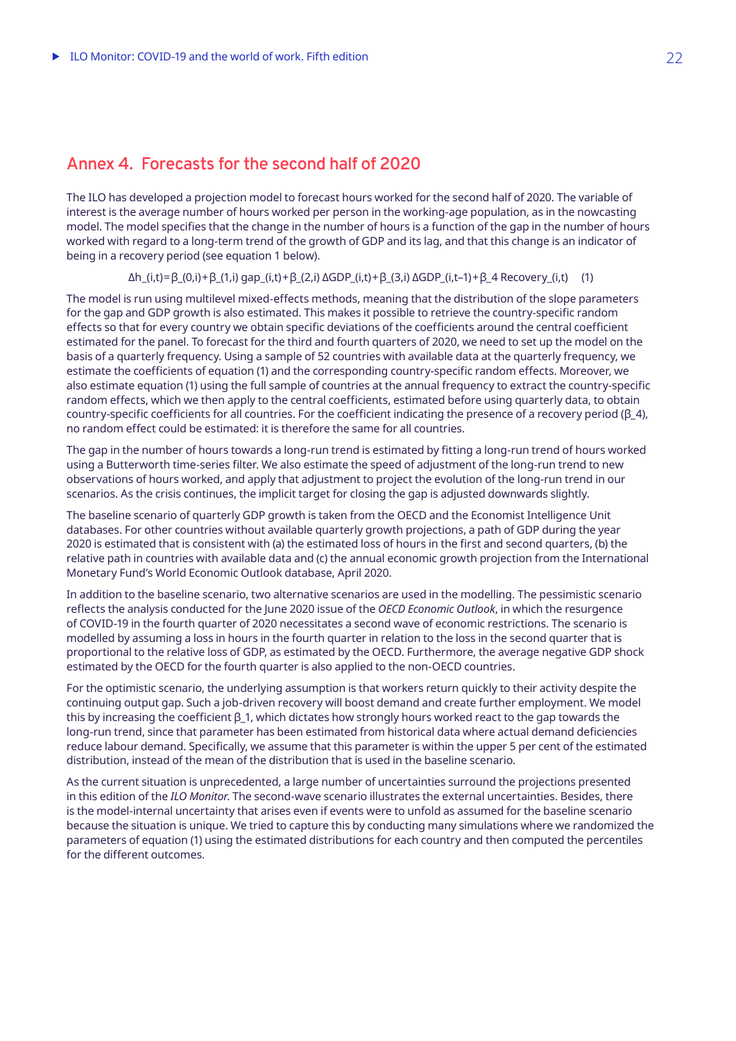## Annex 4. Forecasts for the second half of 2020

The ILO has developed a projection model to forecast hours worked for the second half of 2020. The variable of interest is the average number of hours worked per person in the working-age population, as in the nowcasting model. The model specifies that the change in the number of hours is a function of the gap in the number of hours worked with regard to a long-term trend of the growth of GDP and its lag, and that this change is an indicator of being in a recovery period (see equation 1 below).

$$\Delta h_{i,t} = \beta_{0,i} + \beta_{1,i}\, gap_{i,t} + \beta_{2,i}\, \Delta GDP_{i,t} + \beta_{3,i}\, \Delta GDP_{i,t-1} + \beta_4\, Recovery_{i,t} \quad (1)$$

The model is run using multilevel mixed-effects methods, meaning that the distribution of the slope parameters for the gap and GDP growth is also estimated. This makes it possible to retrieve the country-specific random effects so that for every country we obtain specific deviations of the coefficients around the central coefficient estimated for the panel. To forecast for the third and fourth quarters of 2020, we need to set up the model on the basis of a quarterly frequency. Using a sample of 52 countries with available data at the quarterly frequency, we estimate the coefficients of equation (1) and the corresponding country-specific random effects. Moreover, we also estimate equation (1) using the full sample of countries at the annual frequency to extract the country-specific random effects, which we then apply to the central coefficients, estimated before using quarterly data, to obtain country-specific coefficients for all countries. For the coefficient indicating the presence of a recovery period ($\beta_4$), no random effect could be estimated: it is therefore the same for all countries.

The gap in the number of hours towards a long-run trend is estimated by fitting a long-run trend of hours worked using a Butterworth time-series filter. We also estimate the speed of adjustment of the long-run trend to new observations of hours worked, and apply that adjustment to project the evolution of the long-run trend in our scenarios. As the crisis continues, the implicit target for closing the gap is adjusted downwards slightly.

The baseline scenario of quarterly GDP growth is taken from the OECD and the Economist Intelligence Unit databases. For other countries without available quarterly growth projections, a path of GDP during the year 2020 is estimated that is consistent with (a) the estimated loss of hours in the first and second quarters, (b) the relative path in countries with available data and (c) the annual economic growth projection from the International Monetary Fund's World Economic Outlook database, April 2020.

In addition to the baseline scenario, two alternative scenarios are used in the modelling. The pessimistic scenario reflects the analysis conducted for the June 2020 issue of the *OECD Economic Outlook*, in which the resurgence of COVID-19 in the fourth quarter of 2020 necessitates a second wave of economic restrictions. The scenario is modelled by assuming a loss in hours in the fourth quarter in relation to the loss in the second quarter that is proportional to the relative loss of GDP, as estimated by the OECD. Furthermore, the average negative GDP shock estimated by the OECD for the fourth quarter is also applied to the non-OECD countries.

For the optimistic scenario, the underlying assumption is that workers return quickly to their activity despite the continuing output gap. Such a job-driven recovery will boost demand and create further employment. We model this by increasing the coefficient $\beta_1$, which dictates how strongly hours worked react to the gap towards the long-run trend, since that parameter has been estimated from historical data where actual demand deficiencies reduce labour demand. Specifically, we assume that this parameter is within the upper 5 per cent of the estimated distribution, instead of the mean of the distribution that is used in the baseline scenario.

As the current situation is unprecedented, a large number of uncertainties surround the projections presented in this edition of the *ILO Monitor*. The second-wave scenario illustrates the external uncertainties. Besides, there is the model-internal uncertainty that arises even if events were to unfold as assumed for the baseline scenario because the situation is unique. We tried to capture this by conducting many simulations where we randomized the parameters of equation (1) using the estimated distributions for each country and then computed the percentiles for the different outcomes.